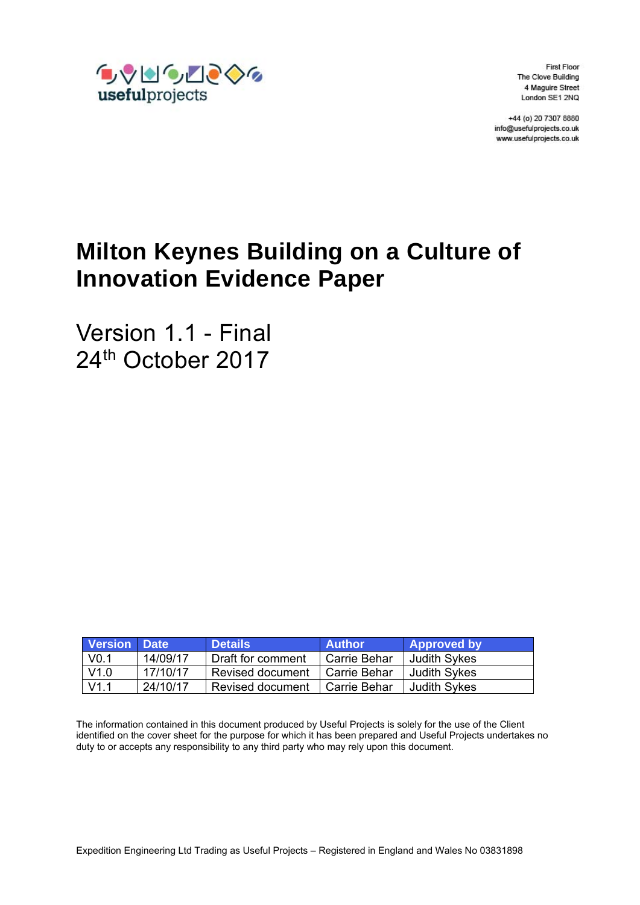usefulprojects

First Floor
The Clove Building
4 Maguire Street
London SE1 2NQ

+44 (o) 20 7307 8880
info@usefulprojects.co.uk
www.usefulprojects.co.uk

# Milton Keynes Building on a Culture of Innovation Evidence Paper

Version 1.1 - Final
24th October 2017

| Version | Date | Details | Author | Approved by |
|---|---|---|---|---|
| V0.1 | 14/09/17 | Draft for comment | Carrie Behar | Judith Sykes |
| V1.0 | 17/10/17 | Revised document | Carrie Behar | Judith Sykes |
| V1.1 | 24/10/17 | Revised document | Carrie Behar | Judith Sykes |

The information contained in this document produced by Useful Projects is solely for the use of the Client identified on the cover sheet for the purpose for which it has been prepared and Useful Projects undertakes no duty to or accepts any responsibility to any third party who may rely upon this document.

Expedition Engineering Ltd Trading as Useful Projects – Registered in England and Wales No 03831898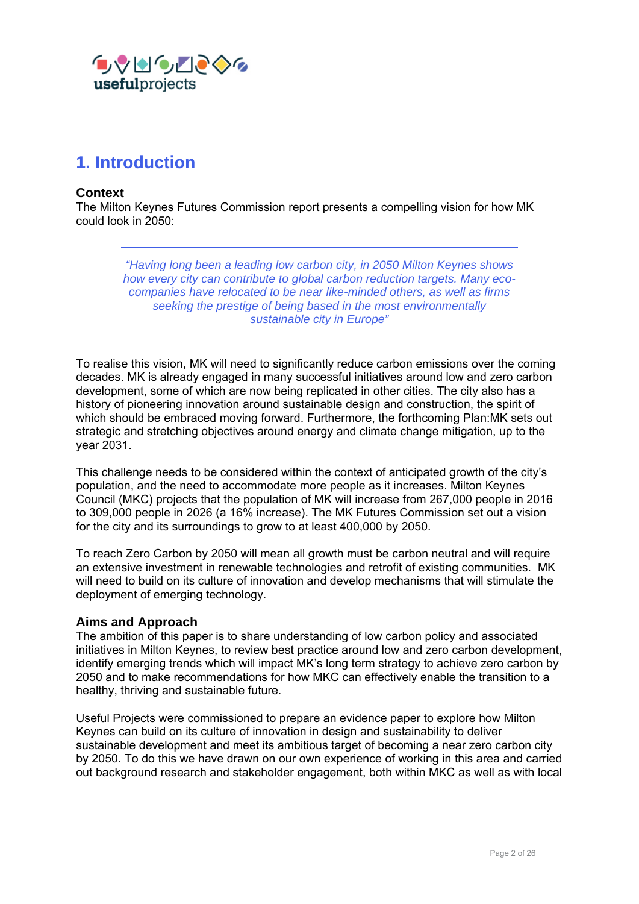# 1. Introduction

**Context**

The Milton Keynes Futures Commission report presents a compelling vision for how MK could look in 2050:

---

> *"Having long been a leading low carbon city, in 2050 Milton Keynes shows how every city can contribute to global carbon reduction targets. Many eco-companies have relocated to be near like-minded others, as well as firms seeking the prestige of being based in the most environmentally sustainable city in Europe"*

---

To realise this vision, MK will need to significantly reduce carbon emissions over the coming decades. MK is already engaged in many successful initiatives around low and zero carbon development, some of which are now being replicated in other cities. The city also has a history of pioneering innovation around sustainable design and construction, the spirit of which should be embraced moving forward. Furthermore, the forthcoming Plan:MK sets out strategic and stretching objectives around energy and climate change mitigation, up to the year 2031.

This challenge needs to be considered within the context of anticipated growth of the city's population, and the need to accommodate more people as it increases. Milton Keynes Council (MKC) projects that the population of MK will increase from 267,000 people in 2016 to 309,000 people in 2026 (a 16% increase). The MK Futures Commission set out a vision for the city and its surroundings to grow to at least 400,000 by 2050.

To reach Zero Carbon by 2050 will mean all growth must be carbon neutral and will require an extensive investment in renewable technologies and retrofit of existing communities. MK will need to build on its culture of innovation and develop mechanisms that will stimulate the deployment of emerging technology.

**Aims and Approach**

The ambition of this paper is to share understanding of low carbon policy and associated initiatives in Milton Keynes, to review best practice around low and zero carbon development, identify emerging trends which will impact MK's long term strategy to achieve zero carbon by 2050 and to make recommendations for how MKC can effectively enable the transition to a healthy, thriving and sustainable future.

Useful Projects were commissioned to prepare an evidence paper to explore how Milton Keynes can build on its culture of innovation in design and sustainability to deliver sustainable development and meet its ambitious target of becoming a near zero carbon city by 2050. To do this we have drawn on our own experience of working in this area and carried out background research and stakeholder engagement, both within MKC as well as with local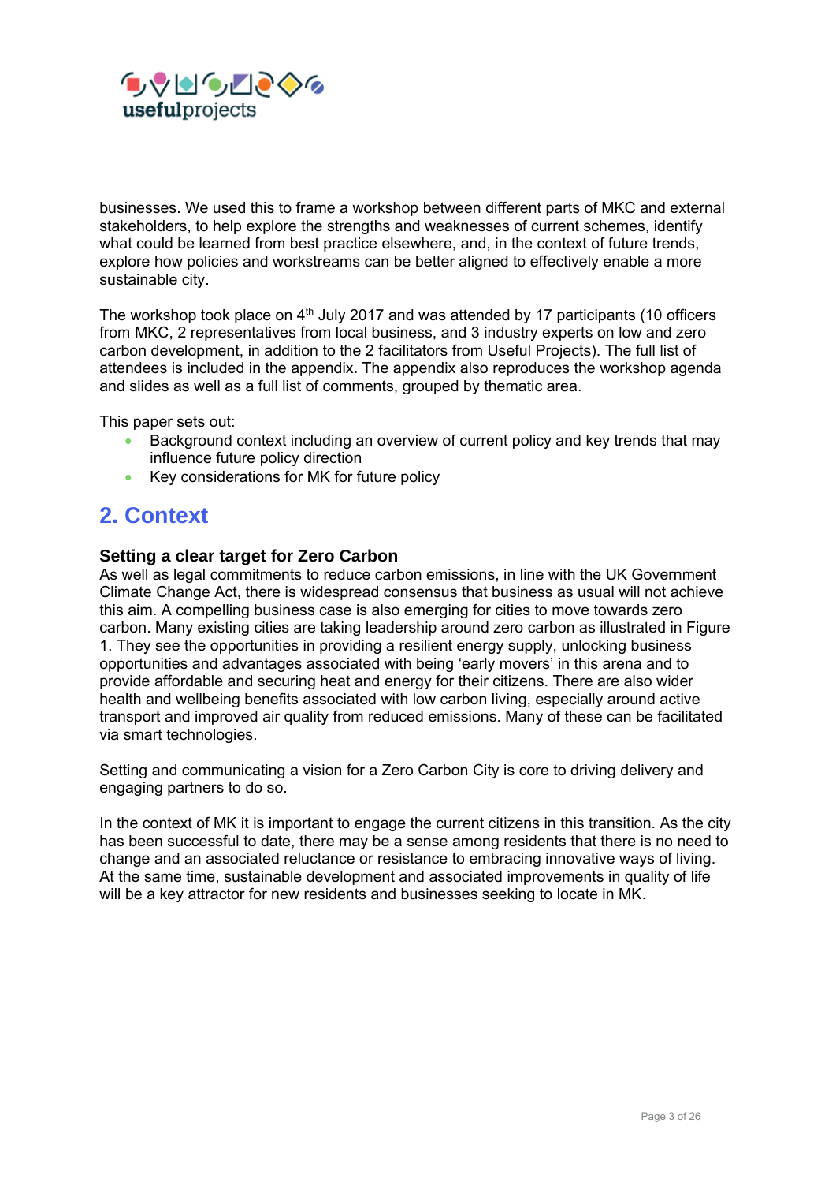businesses. We used this to frame a workshop between different parts of MKC and external stakeholders, to help explore the strengths and weaknesses of current schemes, identify what could be learned from best practice elsewhere, and, in the context of future trends, explore how policies and workstreams can be better aligned to effectively enable a more sustainable city.

The workshop took place on 4th July 2017 and was attended by 17 participants (10 officers from MKC, 2 representatives from local business, and 3 industry experts on low and zero carbon development, in addition to the 2 facilitators from Useful Projects). The full list of attendees is included in the appendix. The appendix also reproduces the workshop agenda and slides as well as a full list of comments, grouped by thematic area.

This paper sets out:

- Background context including an overview of current policy and key trends that may influence future policy direction
- Key considerations for MK for future policy

## 2. Context

### Setting a clear target for Zero Carbon

As well as legal commitments to reduce carbon emissions, in line with the UK Government Climate Change Act, there is widespread consensus that business as usual will not achieve this aim. A compelling business case is also emerging for cities to move towards zero carbon. Many existing cities are taking leadership around zero carbon as illustrated in Figure 1. They see the opportunities in providing a resilient energy supply, unlocking business opportunities and advantages associated with being 'early movers' in this arena and to provide affordable and securing heat and energy for their citizens. There are also wider health and wellbeing benefits associated with low carbon living, especially around active transport and improved air quality from reduced emissions. Many of these can be facilitated via smart technologies.

Setting and communicating a vision for a Zero Carbon City is core to driving delivery and engaging partners to do so.

In the context of MK it is important to engage the current citizens in this transition. As the city has been successful to date, there may be a sense among residents that there is no need to change and an associated reluctance or resistance to embracing innovative ways of living. At the same time, sustainable development and associated improvements in quality of life will be a key attractor for new residents and businesses seeking to locate in MK.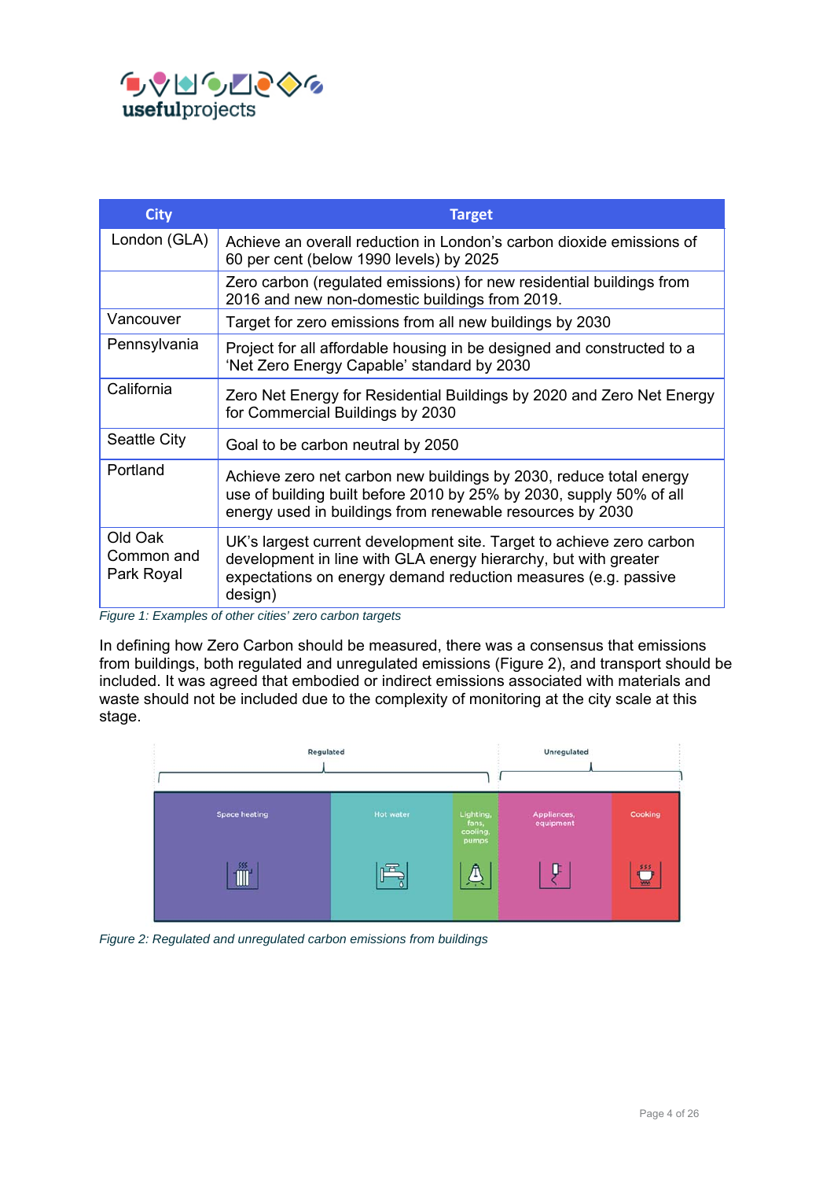| City | Target |
|---|---|
| London (GLA) | Achieve an overall reduction in London's carbon dioxide emissions of 60 per cent (below 1990 levels) by 2025 |
| | Zero carbon (regulated emissions) for new residential buildings from 2016 and new non-domestic buildings from 2019. |
| Vancouver | Target for zero emissions from all new buildings by 2030 |
| Pennsylvania | Project for all affordable housing in be designed and constructed to a 'Net Zero Energy Capable' standard by 2030 |
| California | Zero Net Energy for Residential Buildings by 2020 and Zero Net Energy for Commercial Buildings by 2030 |
| Seattle City | Goal to be carbon neutral by 2050 |
| Portland | Achieve zero net carbon new buildings by 2030, reduce total energy use of building built before 2010 by 25% by 2030, supply 50% of all energy used in buildings from renewable resources by 2030 |
| Old Oak Common and Park Royal | UK's largest current development site. Target to achieve zero carbon development in line with GLA energy hierarchy, but with greater expectations on energy demand reduction measures (e.g. passive design) |

*Figure 1: Examples of other cities' zero carbon targets*

In defining how Zero Carbon should be measured, there was a consensus that emissions from buildings, both regulated and unregulated emissions (Figure 2), and transport should be included. It was agreed that embodied or indirect emissions associated with materials and waste should not be included due to the complexity of monitoring at the city scale at this stage.

Regulated | Unregulated

Space heating | Hot water | Lighting, fans, cooling, pumps | Appliances, equipment | Cooking

*Figure 2: Regulated and unregulated carbon emissions from buildings*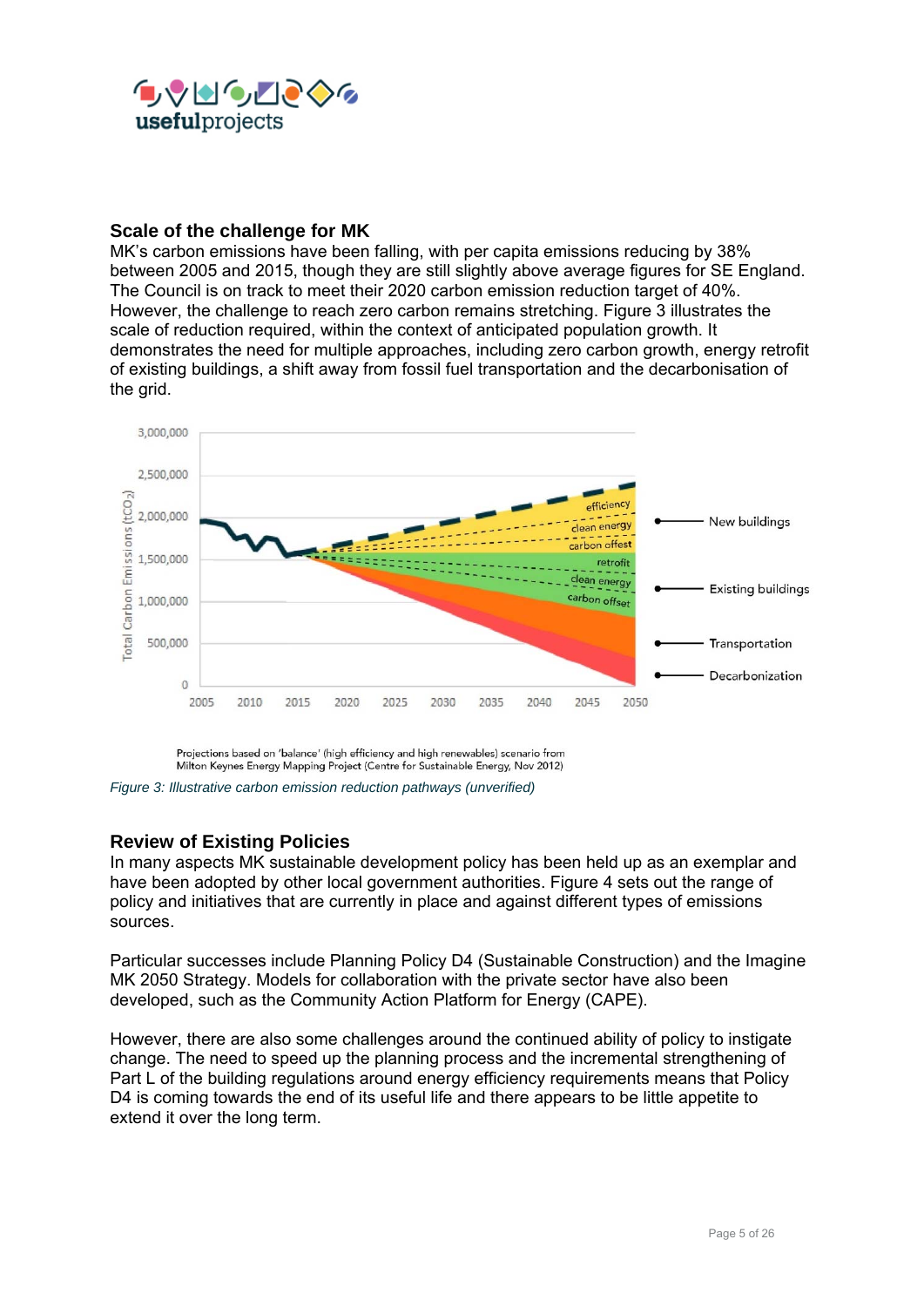## Scale of the challenge for MK

MK's carbon emissions have been falling, with per capita emissions reducing by 38% between 2005 and 2015, though they are still slightly above average figures for SE England. The Council is on track to meet their 2020 carbon emission reduction target of 40%. However, the challenge to reach zero carbon remains stretching. Figure 3 illustrates the scale of reduction required, within the context of anticipated population growth. It demonstrates the need for multiple approaches, including zero carbon growth, energy retrofit of existing buildings, a shift away from fossil fuel transportation and the decarbonisation of the grid.

Projections based on 'balance' (high efficiency and high renewables) scenario from Milton Keynes Energy Mapping Project (Centre for Sustainable Energy, Nov 2012)

*Figure 3: Illustrative carbon emission reduction pathways (unverified)*

## Review of Existing Policies

In many aspects MK sustainable development policy has been held up as an exemplar and have been adopted by other local government authorities. Figure 4 sets out the range of policy and initiatives that are currently in place and against different types of emissions sources.

Particular successes include Planning Policy D4 (Sustainable Construction) and the Imagine MK 2050 Strategy. Models for collaboration with the private sector have also been developed, such as the Community Action Platform for Energy (CAPE).

However, there are also some challenges around the continued ability of policy to instigate change. The need to speed up the planning process and the incremental strengthening of Part L of the building regulations around energy efficiency requirements means that Policy D4 is coming towards the end of its useful life and there appears to be little appetite to extend it over the long term.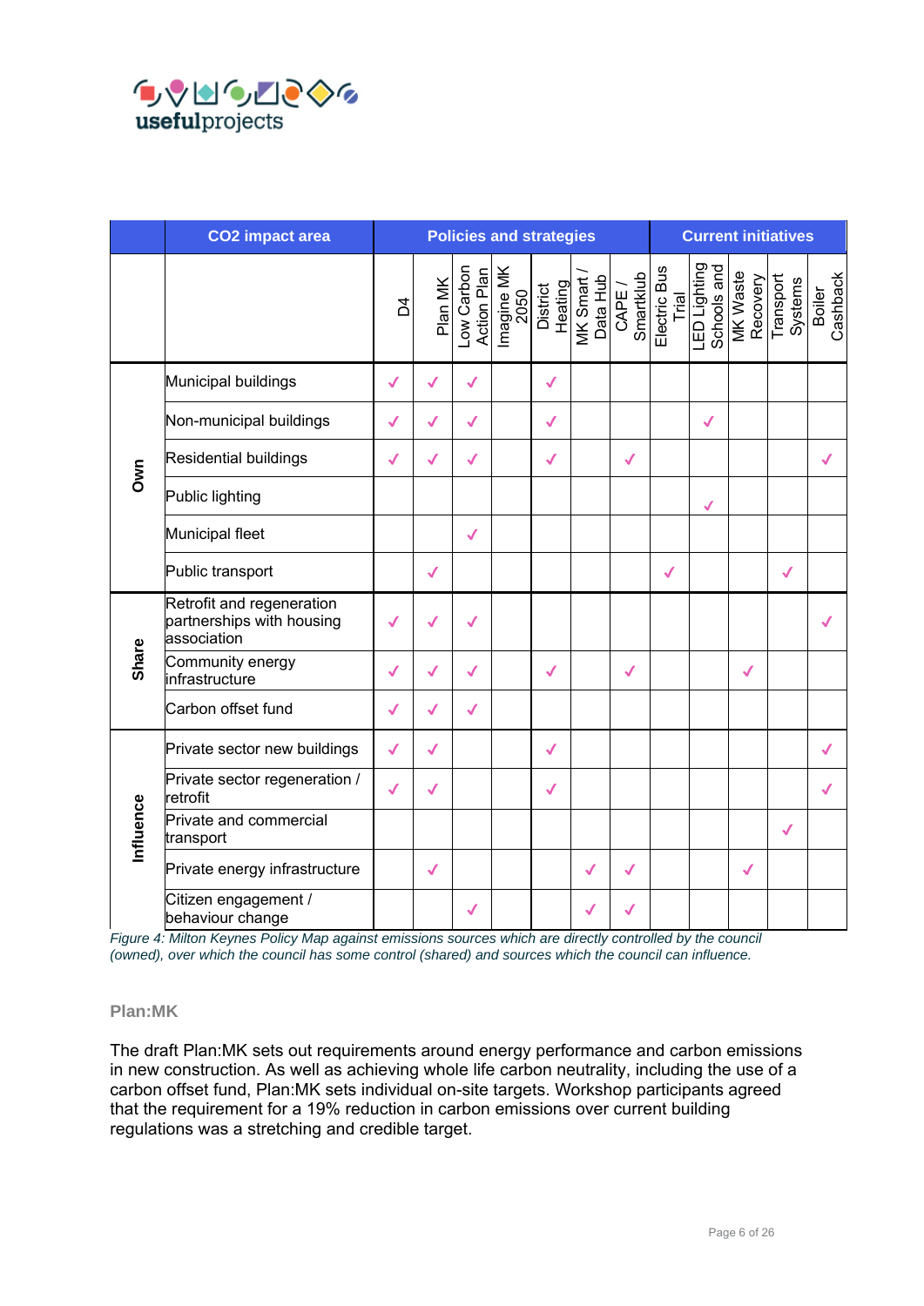| | CO2 impact area | Policies and strategies | | | | | | | Current initiatives | | | | |
|---|---|---|---|---|---|---|---|---|---|---|---|---|---|
| | | D4 | Plan MK | Low Carbon Action Plan | Imagine MK 2050 | District Heating | MK Smart / Data Hub | CAPE / Smartklub | Electric Bus Trial | LED Lighting Schools and | MK Waste Recovery | Transport Systems | Boiler Cashback |
| Own | Municipal buildings | ✓ | ✓ | ✓ | | ✓ | | | | | | | |
| | Non-municipal buildings | ✓ | ✓ | ✓ | | ✓ | | | | ✓ | | | |
| | Residential buildings | ✓ | ✓ | ✓ | | ✓ | | ✓ | | | | | ✓ |
| | Public lighting | | | | | | | | | ✓ | | | |
| | Municipal fleet | | | ✓ | | | | | | | | | |
| | Public transport | | ✓ | | | | | | ✓ | | | ✓ | |
| Share | Retrofit and regeneration partnerships with housing association | ✓ | ✓ | ✓ | | | | | | | | | ✓ |
| | Community energy infrastructure | ✓ | ✓ | ✓ | | ✓ | | ✓ | | | ✓ | | |
| | Carbon offset fund | ✓ | ✓ | ✓ | | | | | | | | | |
| Influence | Private sector new buildings | ✓ | ✓ | | | ✓ | | | | | | | ✓ |
| | Private sector regeneration / retrofit | ✓ | ✓ | | | ✓ | | | | | | | ✓ |
| | Private and commercial transport | | | | | | | | | | | ✓ | |
| | Private energy infrastructure | | ✓ | | | | ✓ | ✓ | | | ✓ | | |
| | Citizen engagement / behaviour change | | | ✓ | | | ✓ | ✓ | | | | | |

*Figure 4: Milton Keynes Policy Map against emissions sources which are directly controlled by the council (owned), over which the council has some control (shared) and sources which the council can influence.*

### Plan:MK

The draft Plan:MK sets out requirements around energy performance and carbon emissions in new construction. As well as achieving whole life carbon neutrality, including the use of a carbon offset fund, Plan:MK sets individual on-site targets. Workshop participants agreed that the requirement for a 19% reduction in carbon emissions over current building regulations was a stretching and credible target.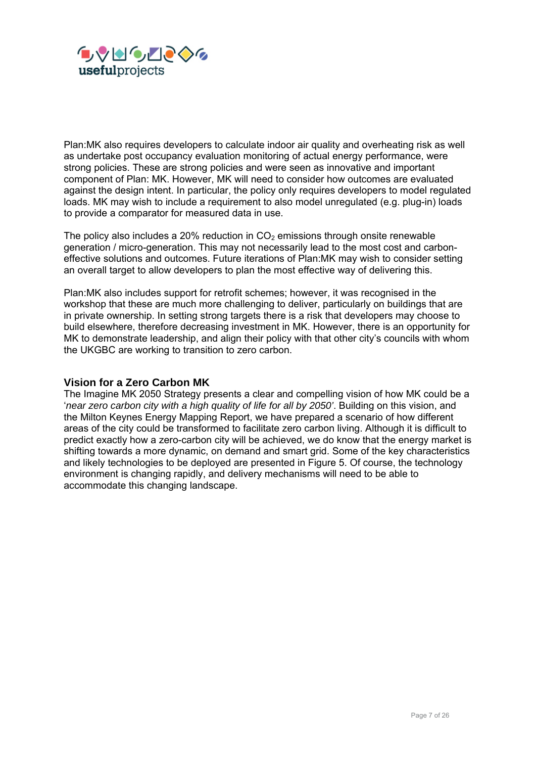Plan:MK also requires developers to calculate indoor air quality and overheating risk as well as undertake post occupancy evaluation monitoring of actual energy performance, were strong policies. These are strong policies and were seen as innovative and important component of Plan: MK. However, MK will need to consider how outcomes are evaluated against the design intent. In particular, the policy only requires developers to model regulated loads. MK may wish to include a requirement to also model unregulated (e.g. plug-in) loads to provide a comparator for measured data in use.

The policy also includes a 20% reduction in $CO_2$ emissions through onsite renewable generation / micro-generation. This may not necessarily lead to the most cost and carbon-effective solutions and outcomes. Future iterations of Plan:MK may wish to consider setting an overall target to allow developers to plan the most effective way of delivering this.

Plan:MK also includes support for retrofit schemes; however, it was recognised in the workshop that these are much more challenging to deliver, particularly on buildings that are in private ownership. In setting strong targets there is a risk that developers may choose to build elsewhere, therefore decreasing investment in MK. However, there is an opportunity for MK to demonstrate leadership, and align their policy with that other city's councils with whom the UKGBC are working to transition to zero carbon.

### Vision for a Zero Carbon MK

The Imagine MK 2050 Strategy presents a clear and compelling vision of how MK could be a '*near zero carbon city with a high quality of life for all by 2050*'. Building on this vision, and the Milton Keynes Energy Mapping Report, we have prepared a scenario of how different areas of the city could be transformed to facilitate zero carbon living. Although it is difficult to predict exactly how a zero-carbon city will be achieved, we do know that the energy market is shifting towards a more dynamic, on demand and smart grid. Some of the key characteristics and likely technologies to be deployed are presented in Figure 5. Of course, the technology environment is changing rapidly, and delivery mechanisms will need to be able to accommodate this changing landscape.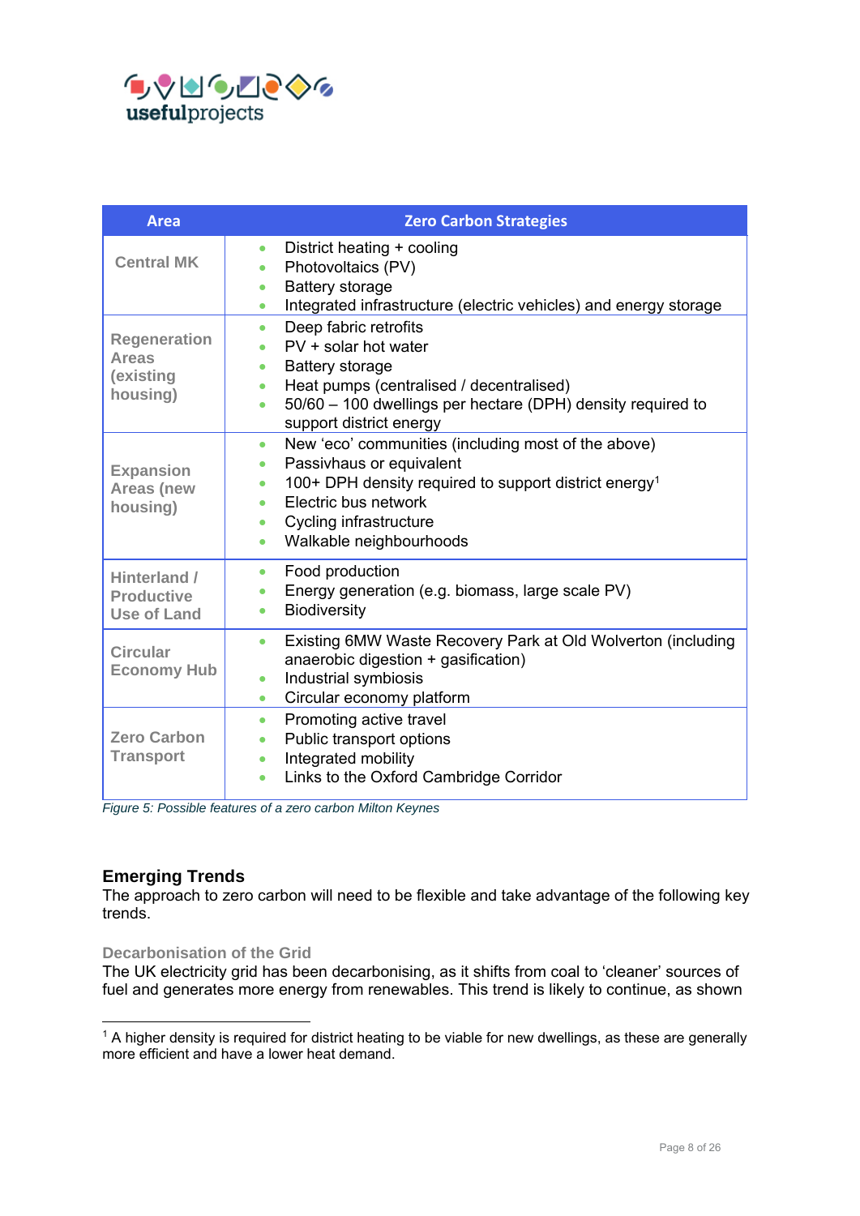| Area | Zero Carbon Strategies |
|---|---|
| **Central MK** | • District heating + cooling<br>• Photovoltaics (PV)<br>• Battery storage<br>• Integrated infrastructure (electric vehicles) and energy storage |
| **Regeneration Areas (existing housing)** | • Deep fabric retrofits<br>• PV + solar hot water<br>• Battery storage<br>• Heat pumps (centralised / decentralised)<br>• 50/60 – 100 dwellings per hectare (DPH) density required to support district energy |
| **Expansion Areas (new housing)** | • New 'eco' communities (including most of the above)<br>• Passivhaus or equivalent<br>• 100+ DPH density required to support district energy[1]<br>• Electric bus network<br>• Cycling infrastructure<br>• Walkable neighbourhoods |
| **Hinterland / Productive Use of Land** | • Food production<br>• Energy generation (e.g. biomass, large scale PV)<br>• Biodiversity |
| **Circular Economy Hub** | • Existing 6MW Waste Recovery Park at Old Wolverton (including anaerobic digestion + gasification)<br>• Industrial symbiosis<br>• Circular economy platform |
| **Zero Carbon Transport** | • Promoting active travel<br>• Public transport options<br>• Integrated mobility<br>• Links to the Oxford Cambridge Corridor |

*Figure 5: Possible features of a zero carbon Milton Keynes*

## Emerging Trends

The approach to zero carbon will need to be flexible and take advantage of the following key trends.

### Decarbonisation of the Grid

The UK electricity grid has been decarbonising, as it shifts from coal to 'cleaner' sources of fuel and generates more energy from renewables. This trend is likely to continue, as shown

---

[1] A higher density is required for district heating to be viable for new dwellings, as these are generally more efficient and have a lower heat demand.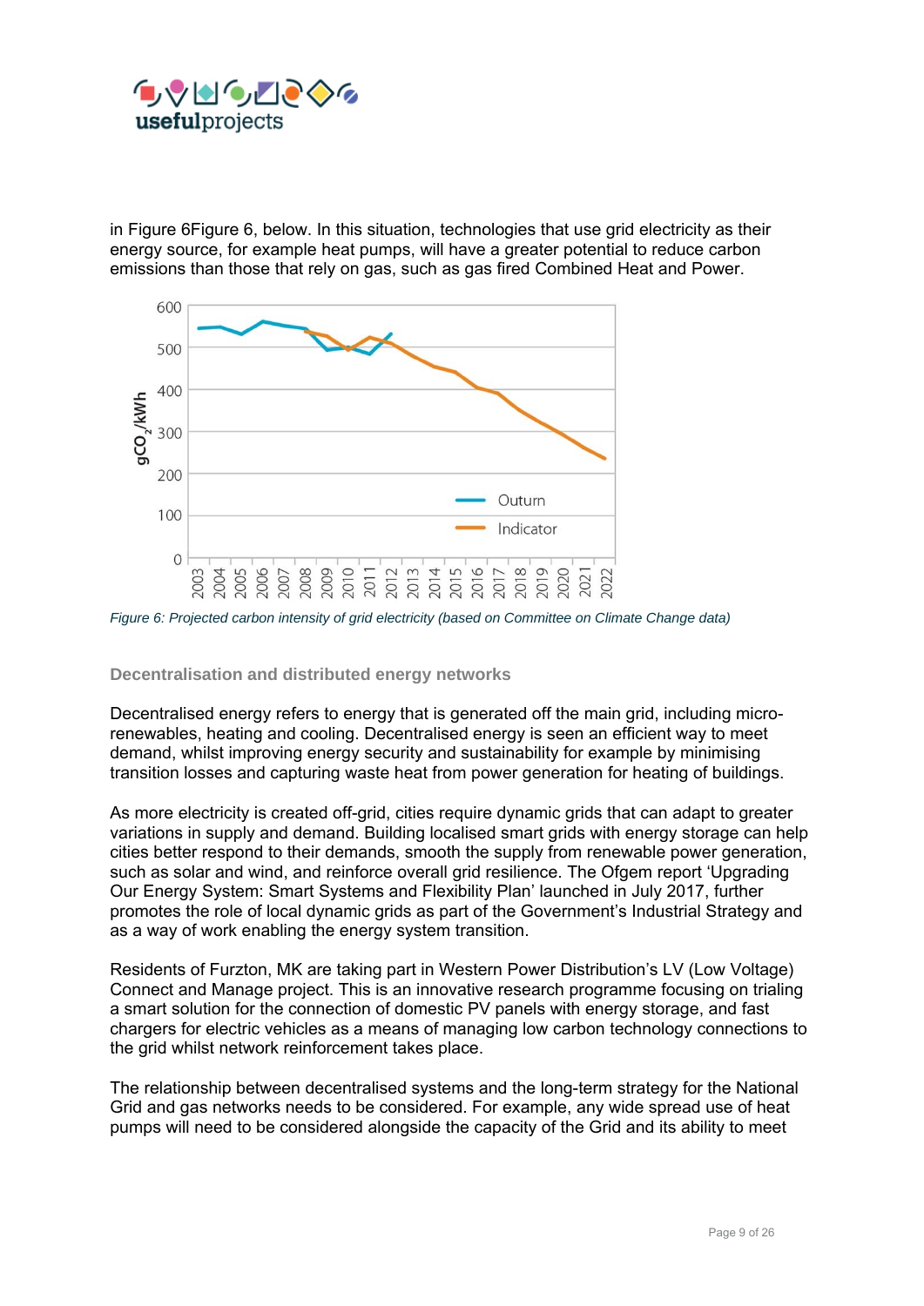in Figure 6Figure 6, below. In this situation, technologies that use grid electricity as their energy source, for example heat pumps, will have a greater potential to reduce carbon emissions than those that rely on gas, such as gas fired Combined Heat and Power.

*Figure 6: Projected carbon intensity of grid electricity (based on Committee on Climate Change data)*

### Decentralisation and distributed energy networks

Decentralised energy refers to energy that is generated off the main grid, including micro-renewables, heating and cooling. Decentralised energy is seen an efficient way to meet demand, whilst improving energy security and sustainability for example by minimising transition losses and capturing waste heat from power generation for heating of buildings.

As more electricity is created off-grid, cities require dynamic grids that can adapt to greater variations in supply and demand. Building localised smart grids with energy storage can help cities better respond to their demands, smooth the supply from renewable power generation, such as solar and wind, and reinforce overall grid resilience. The Ofgem report 'Upgrading Our Energy System: Smart Systems and Flexibility Plan' launched in July 2017, further promotes the role of local dynamic grids as part of the Government's Industrial Strategy and as a way of work enabling the energy system transition.

Residents of Furzton, MK are taking part in Western Power Distribution's LV (Low Voltage) Connect and Manage project. This is an innovative research programme focusing on trialing a smart solution for the connection of domestic PV panels with energy storage, and fast chargers for electric vehicles as a means of managing low carbon technology connections to the grid whilst network reinforcement takes place.

The relationship between decentralised systems and the long-term strategy for the National Grid and gas networks needs to be considered. For example, any wide spread use of heat pumps will need to be considered alongside the capacity of the Grid and its ability to meet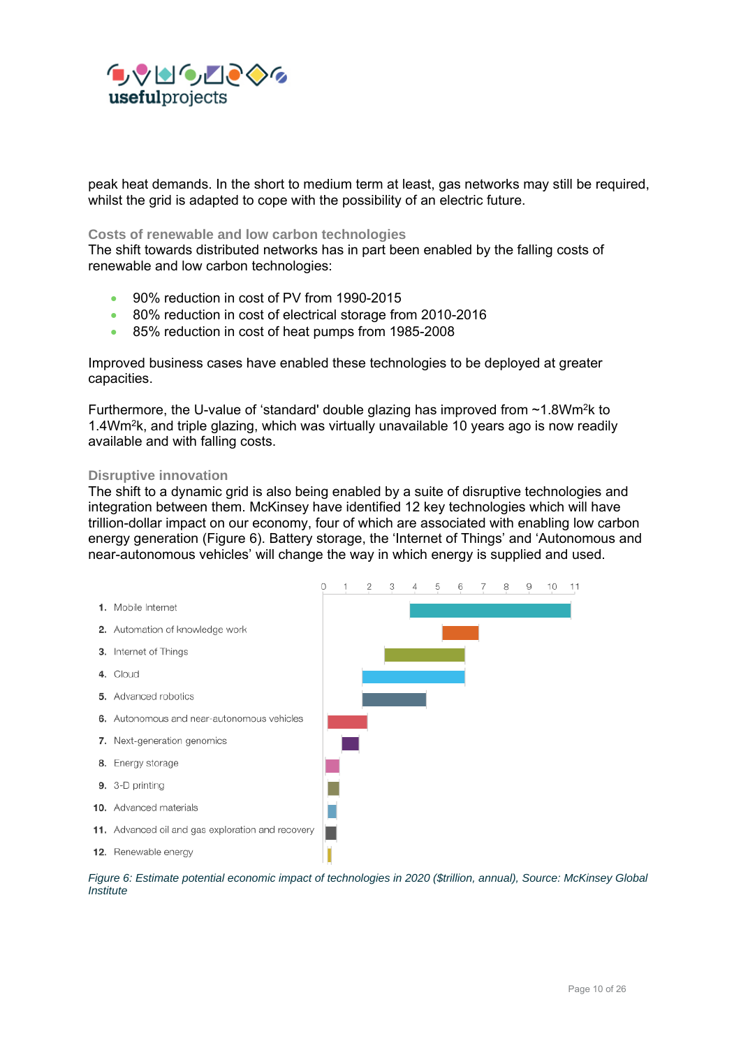peak heat demands. In the short to medium term at least, gas networks may still be required, whilst the grid is adapted to cope with the possibility of an electric future.

### Costs of renewable and low carbon technologies

The shift towards distributed networks has in part been enabled by the falling costs of renewable and low carbon technologies:

- 90% reduction in cost of PV from 1990-2015
- 80% reduction in cost of electrical storage from 2010-2016
- 85% reduction in cost of heat pumps from 1985-2008

Improved business cases have enabled these technologies to be deployed at greater capacities.

Furthermore, the U-value of 'standard' double glazing has improved from ~1.8W$m^2$k to 1.4W$m^2$k, and triple glazing, which was virtually unavailable 10 years ago is now readily available and with falling costs.

### Disruptive innovation

The shift to a dynamic grid is also being enabled by a suite of disruptive technologies and integration between them. McKinsey have identified 12 key technologies which will have trillion-dollar impact on our economy, four of which are associated with enabling low carbon energy generation (Figure 6). Battery storage, the 'Internet of Things' and 'Autonomous and near-autonomous vehicles' will change the way in which energy is supplied and used.

1. Mobile Internet
2. Automation of knowledge work
3. Internet of Things
4. Cloud
5. Advanced robotics
6. Autonomous and near-autonomous vehicles
7. Next-generation genomics
8. Energy storage
9. 3-D printing
10. Advanced materials
11. Advanced oil and gas exploration and recovery
12. Renewable energy

*Figure 6: Estimate potential economic impact of technologies in 2020 ($trillion, annual), Source: McKinsey Global Institute*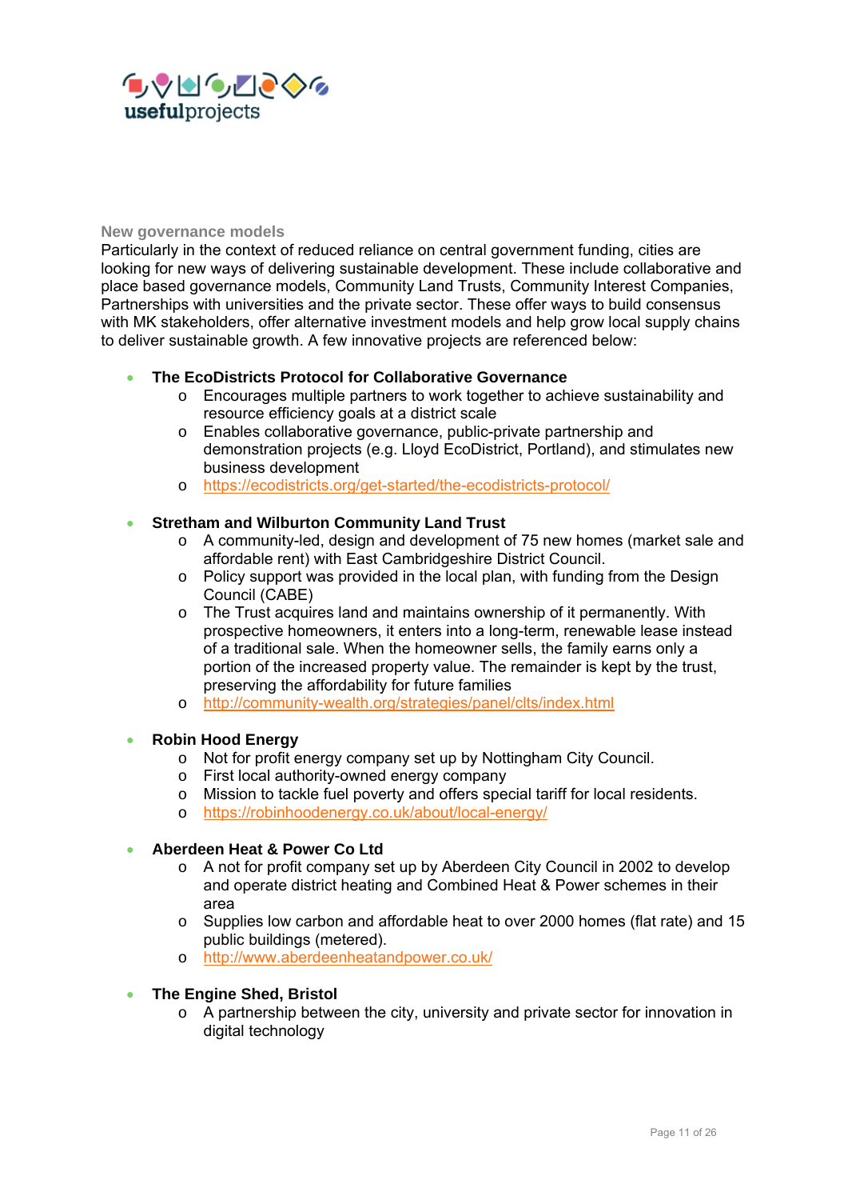## New governance models

Particularly in the context of reduced reliance on central government funding, cities are looking for new ways of delivering sustainable development. These include collaborative and place based governance models, Community Land Trusts, Community Interest Companies, Partnerships with universities and the private sector. These offer ways to build consensus with MK stakeholders, offer alternative investment models and help grow local supply chains to deliver sustainable growth. A few innovative projects are referenced below:

- **The EcoDistricts Protocol for Collaborative Governance**
  - Encourages multiple partners to work together to achieve sustainability and resource efficiency goals at a district scale
  - Enables collaborative governance, public-private partnership and demonstration projects (e.g. Lloyd EcoDistrict, Portland), and stimulates new business development
  - https://ecodistricts.org/get-started/the-ecodistricts-protocol/

- **Stretham and Wilburton Community Land Trust**
  - A community-led, design and development of 75 new homes (market sale and affordable rent) with East Cambridgeshire District Council.
  - Policy support was provided in the local plan, with funding from the Design Council (CABE)
  - The Trust acquires land and maintains ownership of it permanently. With prospective homeowners, it enters into a long-term, renewable lease instead of a traditional sale. When the homeowner sells, the family earns only a portion of the increased property value. The remainder is kept by the trust, preserving the affordability for future families
  - http://community-wealth.org/strategies/panel/clts/index.html

- **Robin Hood Energy**
  - Not for profit energy company set up by Nottingham City Council.
  - First local authority-owned energy company
  - Mission to tackle fuel poverty and offers special tariff for local residents.
  - https://robinhoodenergy.co.uk/about/local-energy/

- **Aberdeen Heat & Power Co Ltd**
  - A not for profit company set up by Aberdeen City Council in 2002 to develop and operate district heating and Combined Heat & Power schemes in their area
  - Supplies low carbon and affordable heat to over 2000 homes (flat rate) and 15 public buildings (metered).
  - http://www.aberdeenheatandpower.co.uk/

- **The Engine Shed, Bristol**
  - A partnership between the city, university and private sector for innovation in digital technology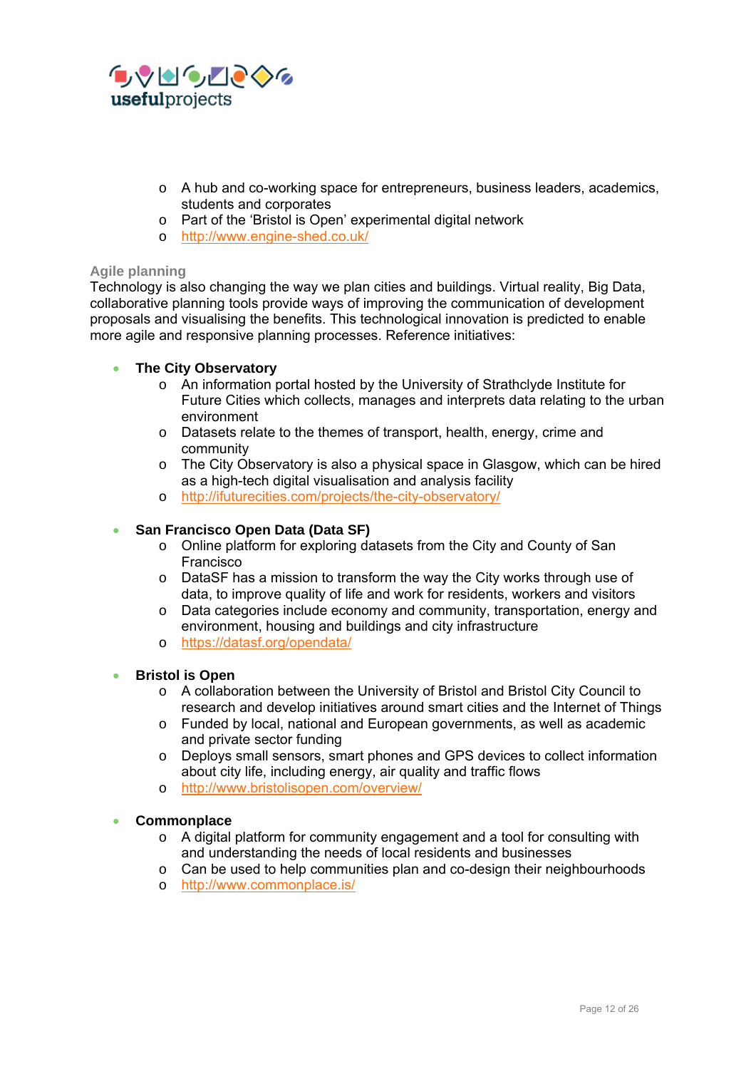- A hub and co-working space for entrepreneurs, business leaders, academics, students and corporates
- Part of the 'Bristol is Open' experimental digital network
- http://www.engine-shed.co.uk/

### Agile planning

Technology is also changing the way we plan cities and buildings. Virtual reality, Big Data, collaborative planning tools provide ways of improving the communication of development proposals and visualising the benefits. This technological innovation is predicted to enable more agile and responsive planning processes. Reference initiatives:

- **The City Observatory**
  - An information portal hosted by the University of Strathclyde Institute for Future Cities which collects, manages and interprets data relating to the urban environment
  - Datasets relate to the themes of transport, health, energy, crime and community
  - The City Observatory is also a physical space in Glasgow, which can be hired as a high-tech digital visualisation and analysis facility
  - http://ifuturecities.com/projects/the-city-observatory/

- **San Francisco Open Data (Data SF)**
  - Online platform for exploring datasets from the City and County of San Francisco
  - DataSF has a mission to transform the way the City works through use of data, to improve quality of life and work for residents, workers and visitors
  - Data categories include economy and community, transportation, energy and environment, housing and buildings and city infrastructure
  - https://datasf.org/opendata/

- **Bristol is Open**
  - A collaboration between the University of Bristol and Bristol City Council to research and develop initiatives around smart cities and the Internet of Things
  - Funded by local, national and European governments, as well as academic and private sector funding
  - Deploys small sensors, smart phones and GPS devices to collect information about city life, including energy, air quality and traffic flows
  - http://www.bristolisopen.com/overview/

- **Commonplace**
  - A digital platform for community engagement and a tool for consulting with and understanding the needs of local residents and businesses
  - Can be used to help communities plan and co-design their neighbourhoods
  - http://www.commonplace.is/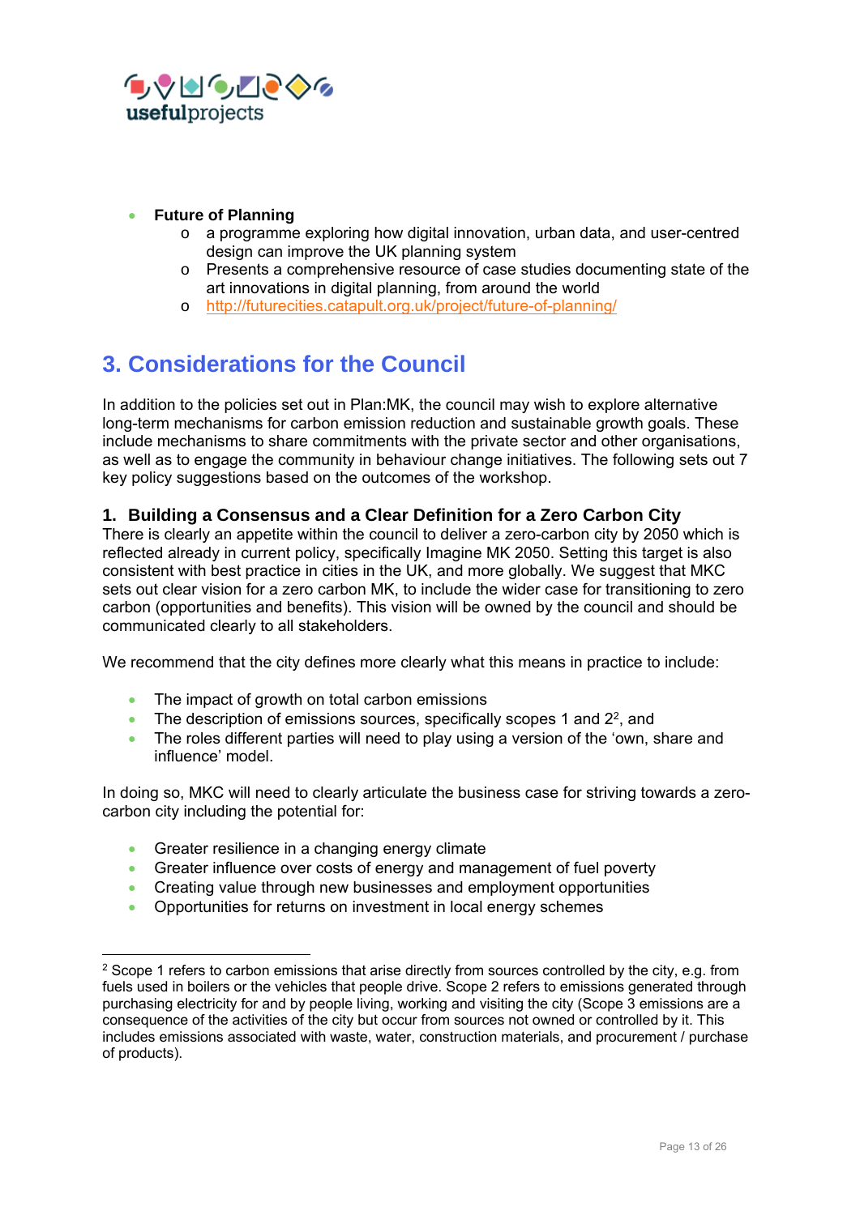- **Future of Planning**
    - a programme exploring how digital innovation, urban data, and user-centred design can improve the UK planning system
    - Presents a comprehensive resource of case studies documenting state of the art innovations in digital planning, from around the world
    - http://futurecities.catapult.org.uk/project/future-of-planning/

## 3. Considerations for the Council

In addition to the policies set out in Plan:MK, the council may wish to explore alternative long-term mechanisms for carbon emission reduction and sustainable growth goals. These include mechanisms to share commitments with the private sector and other organisations, as well as to engage the community in behaviour change initiatives. The following sets out 7 key policy suggestions based on the outcomes of the workshop.

### 1. Building a Consensus and a Clear Definition for a Zero Carbon City

There is clearly an appetite within the council to deliver a zero-carbon city by 2050 which is reflected already in current policy, specifically Imagine MK 2050. Setting this target is also consistent with best practice in cities in the UK, and more globally. We suggest that MKC sets out clear vision for a zero carbon MK, to include the wider case for transitioning to zero carbon (opportunities and benefits). This vision will be owned by the council and should be communicated clearly to all stakeholders.

We recommend that the city defines more clearly what this means in practice to include:

- The impact of growth on total carbon emissions
- The description of emissions sources, specifically scopes 1 and 2[2], and
- The roles different parties will need to play using a version of the 'own, share and influence' model.

In doing so, MKC will need to clearly articulate the business case for striving towards a zero-carbon city including the potential for:

- Greater resilience in a changing energy climate
- Greater influence over costs of energy and management of fuel poverty
- Creating value through new businesses and employment opportunities
- Opportunities for returns on investment in local energy schemes

---

[2] Scope 1 refers to carbon emissions that arise directly from sources controlled by the city, e.g. from fuels used in boilers or the vehicles that people drive. Scope 2 refers to emissions generated through purchasing electricity for and by people living, working and visiting the city (Scope 3 emissions are a consequence of the activities of the city but occur from sources not owned or controlled by it. This includes emissions associated with waste, water, construction materials, and procurement / purchase of products).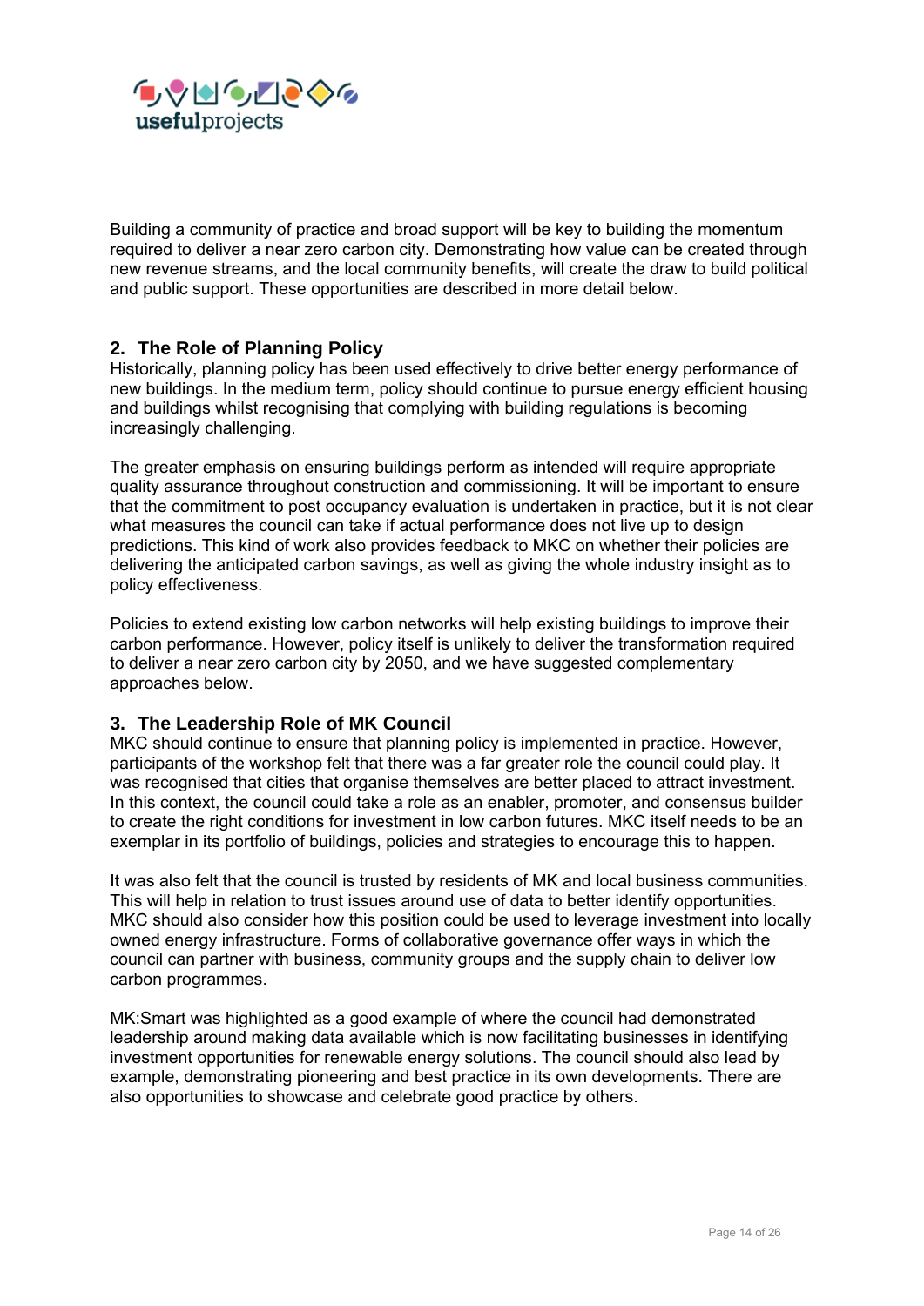Building a community of practice and broad support will be key to building the momentum required to deliver a near zero carbon city. Demonstrating how value can be created through new revenue streams, and the local community benefits, will create the draw to build political and public support. These opportunities are described in more detail below.

## 2. The Role of Planning Policy

Historically, planning policy has been used effectively to drive better energy performance of new buildings. In the medium term, policy should continue to pursue energy efficient housing and buildings whilst recognising that complying with building regulations is becoming increasingly challenging.

The greater emphasis on ensuring buildings perform as intended will require appropriate quality assurance throughout construction and commissioning. It will be important to ensure that the commitment to post occupancy evaluation is undertaken in practice, but it is not clear what measures the council can take if actual performance does not live up to design predictions. This kind of work also provides feedback to MKC on whether their policies are delivering the anticipated carbon savings, as well as giving the whole industry insight as to policy effectiveness.

Policies to extend existing low carbon networks will help existing buildings to improve their carbon performance. However, policy itself is unlikely to deliver the transformation required to deliver a near zero carbon city by 2050, and we have suggested complementary approaches below.

## 3. The Leadership Role of MK Council

MKC should continue to ensure that planning policy is implemented in practice. However, participants of the workshop felt that there was a far greater role the council could play. It was recognised that cities that organise themselves are better placed to attract investment. In this context, the council could take a role as an enabler, promoter, and consensus builder to create the right conditions for investment in low carbon futures. MKC itself needs to be an exemplar in its portfolio of buildings, policies and strategies to encourage this to happen.

It was also felt that the council is trusted by residents of MK and local business communities. This will help in relation to trust issues around use of data to better identify opportunities. MKC should also consider how this position could be used to leverage investment into locally owned energy infrastructure. Forms of collaborative governance offer ways in which the council can partner with business, community groups and the supply chain to deliver low carbon programmes.

MK:Smart was highlighted as a good example of where the council had demonstrated leadership around making data available which is now facilitating businesses in identifying investment opportunities for renewable energy solutions. The council should also lead by example, demonstrating pioneering and best practice in its own developments. There are also opportunities to showcase and celebrate good practice by others.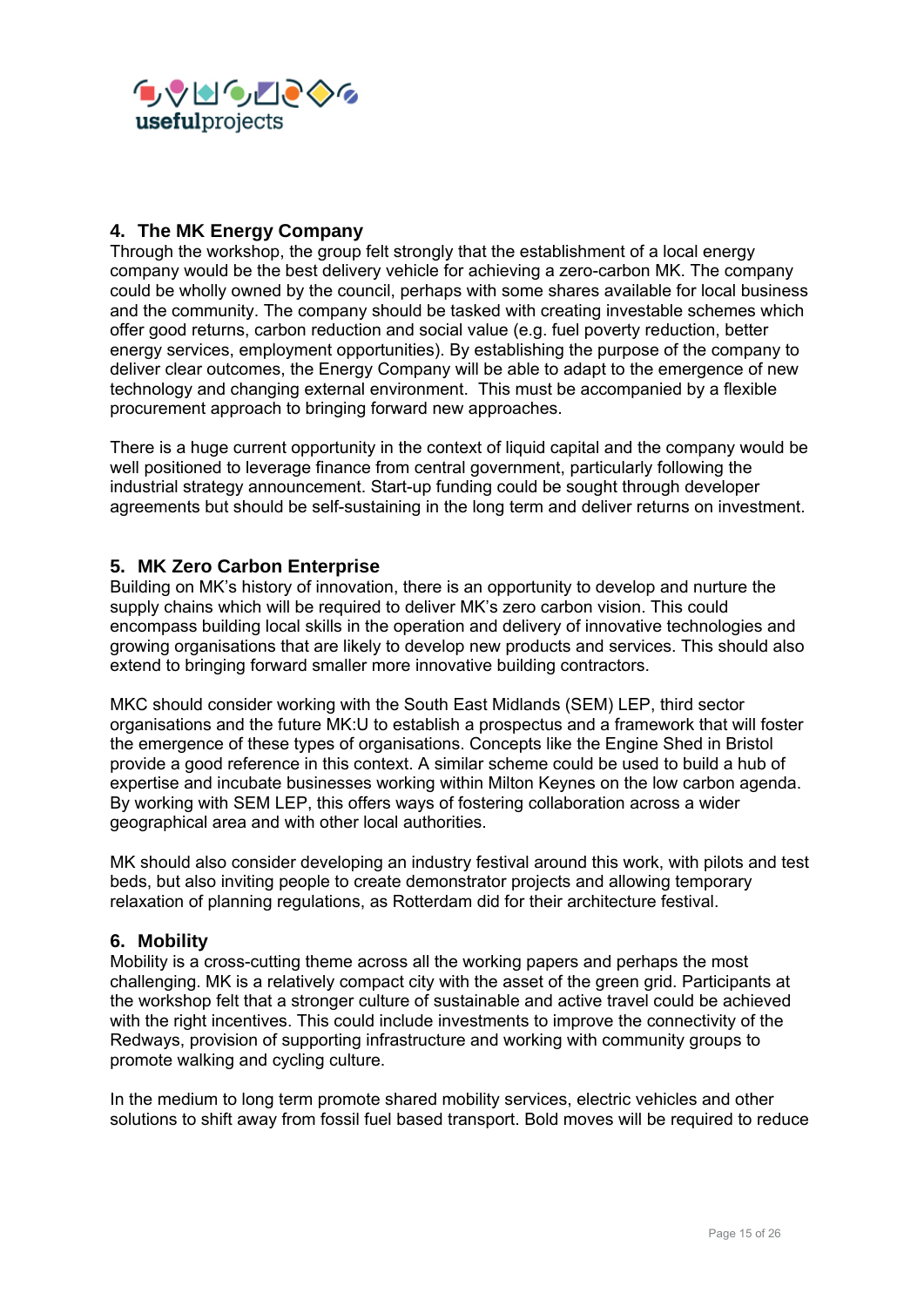## 4. The MK Energy Company

Through the workshop, the group felt strongly that the establishment of a local energy company would be the best delivery vehicle for achieving a zero-carbon MK. The company could be wholly owned by the council, perhaps with some shares available for local business and the community. The company should be tasked with creating investable schemes which offer good returns, carbon reduction and social value (e.g. fuel poverty reduction, better energy services, employment opportunities). By establishing the purpose of the company to deliver clear outcomes, the Energy Company will be able to adapt to the emergence of new technology and changing external environment. This must be accompanied by a flexible procurement approach to bringing forward new approaches.

There is a huge current opportunity in the context of liquid capital and the company would be well positioned to leverage finance from central government, particularly following the industrial strategy announcement. Start-up funding could be sought through developer agreements but should be self-sustaining in the long term and deliver returns on investment.

## 5. MK Zero Carbon Enterprise

Building on MK's history of innovation, there is an opportunity to develop and nurture the supply chains which will be required to deliver MK's zero carbon vision. This could encompass building local skills in the operation and delivery of innovative technologies and growing organisations that are likely to develop new products and services. This should also extend to bringing forward smaller more innovative building contractors.

MKC should consider working with the South East Midlands (SEM) LEP, third sector organisations and the future MK:U to establish a prospectus and a framework that will foster the emergence of these types of organisations. Concepts like the Engine Shed in Bristol provide a good reference in this context. A similar scheme could be used to build a hub of expertise and incubate businesses working within Milton Keynes on the low carbon agenda. By working with SEM LEP, this offers ways of fostering collaboration across a wider geographical area and with other local authorities.

MK should also consider developing an industry festival around this work, with pilots and test beds, but also inviting people to create demonstrator projects and allowing temporary relaxation of planning regulations, as Rotterdam did for their architecture festival.

## 6. Mobility

Mobility is a cross-cutting theme across all the working papers and perhaps the most challenging. MK is a relatively compact city with the asset of the green grid. Participants at the workshop felt that a stronger culture of sustainable and active travel could be achieved with the right incentives. This could include investments to improve the connectivity of the Redways, provision of supporting infrastructure and working with community groups to promote walking and cycling culture.

In the medium to long term promote shared mobility services, electric vehicles and other solutions to shift away from fossil fuel based transport. Bold moves will be required to reduce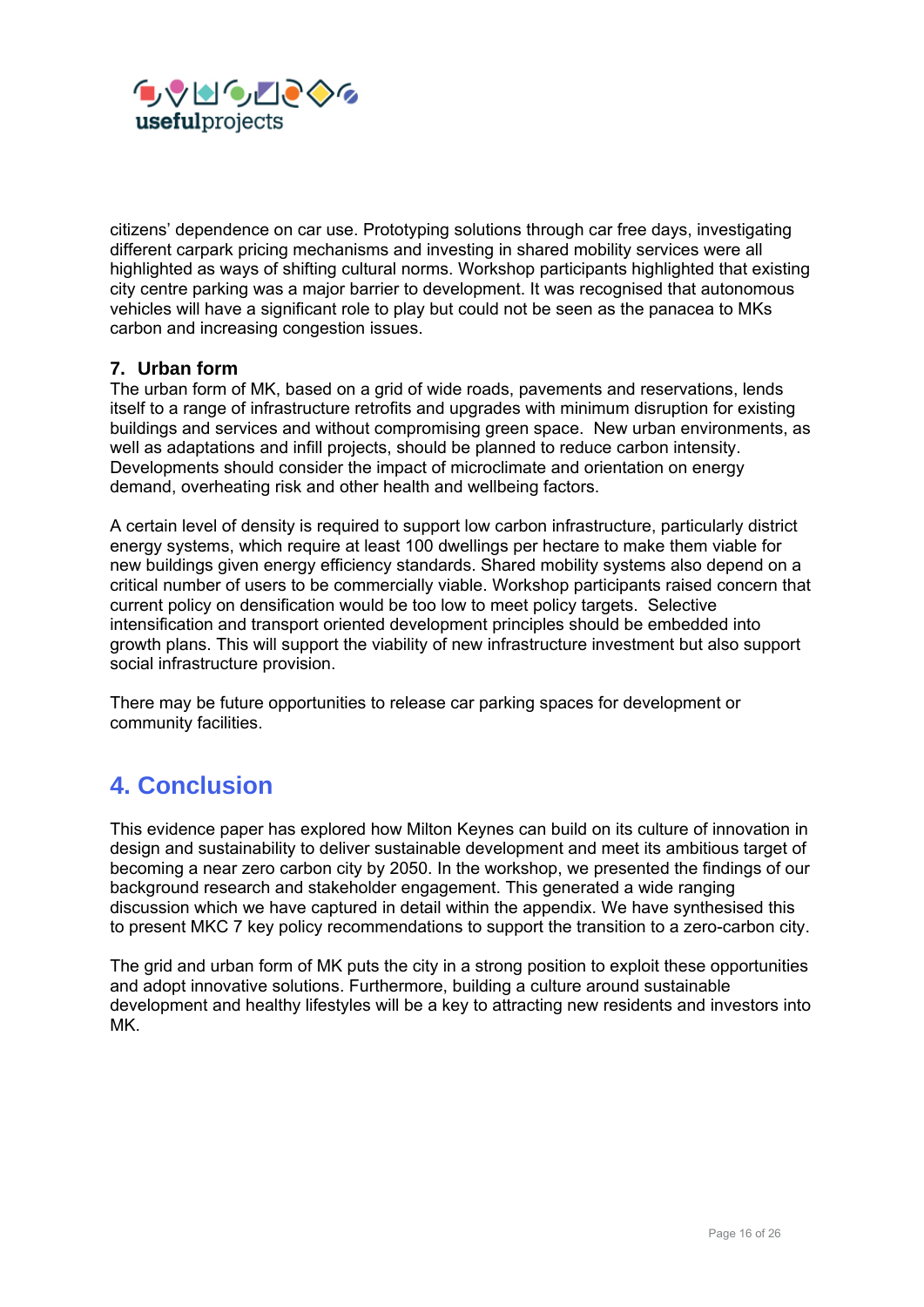citizens' dependence on car use. Prototyping solutions through car free days, investigating different carpark pricing mechanisms and investing in shared mobility services were all highlighted as ways of shifting cultural norms. Workshop participants highlighted that existing city centre parking was a major barrier to development. It was recognised that autonomous vehicles will have a significant role to play but could not be seen as the panacea to MKs carbon and increasing congestion issues.

### 7. Urban form

The urban form of MK, based on a grid of wide roads, pavements and reservations, lends itself to a range of infrastructure retrofits and upgrades with minimum disruption for existing buildings and services and without compromising green space. New urban environments, as well as adaptations and infill projects, should be planned to reduce carbon intensity. Developments should consider the impact of microclimate and orientation on energy demand, overheating risk and other health and wellbeing factors.

A certain level of density is required to support low carbon infrastructure, particularly district energy systems, which require at least 100 dwellings per hectare to make them viable for new buildings given energy efficiency standards. Shared mobility systems also depend on a critical number of users to be commercially viable. Workshop participants raised concern that current policy on densification would be too low to meet policy targets. Selective intensification and transport oriented development principles should be embedded into growth plans. This will support the viability of new infrastructure investment but also support social infrastructure provision.

There may be future opportunities to release car parking spaces for development or community facilities.

## 4. Conclusion

This evidence paper has explored how Milton Keynes can build on its culture of innovation in design and sustainability to deliver sustainable development and meet its ambitious target of becoming a near zero carbon city by 2050. In the workshop, we presented the findings of our background research and stakeholder engagement. This generated a wide ranging discussion which we have captured in detail within the appendix. We have synthesised this to present MKC 7 key policy recommendations to support the transition to a zero-carbon city.

The grid and urban form of MK puts the city in a strong position to exploit these opportunities and adopt innovative solutions. Furthermore, building a culture around sustainable development and healthy lifestyles will be a key to attracting new residents and investors into MK.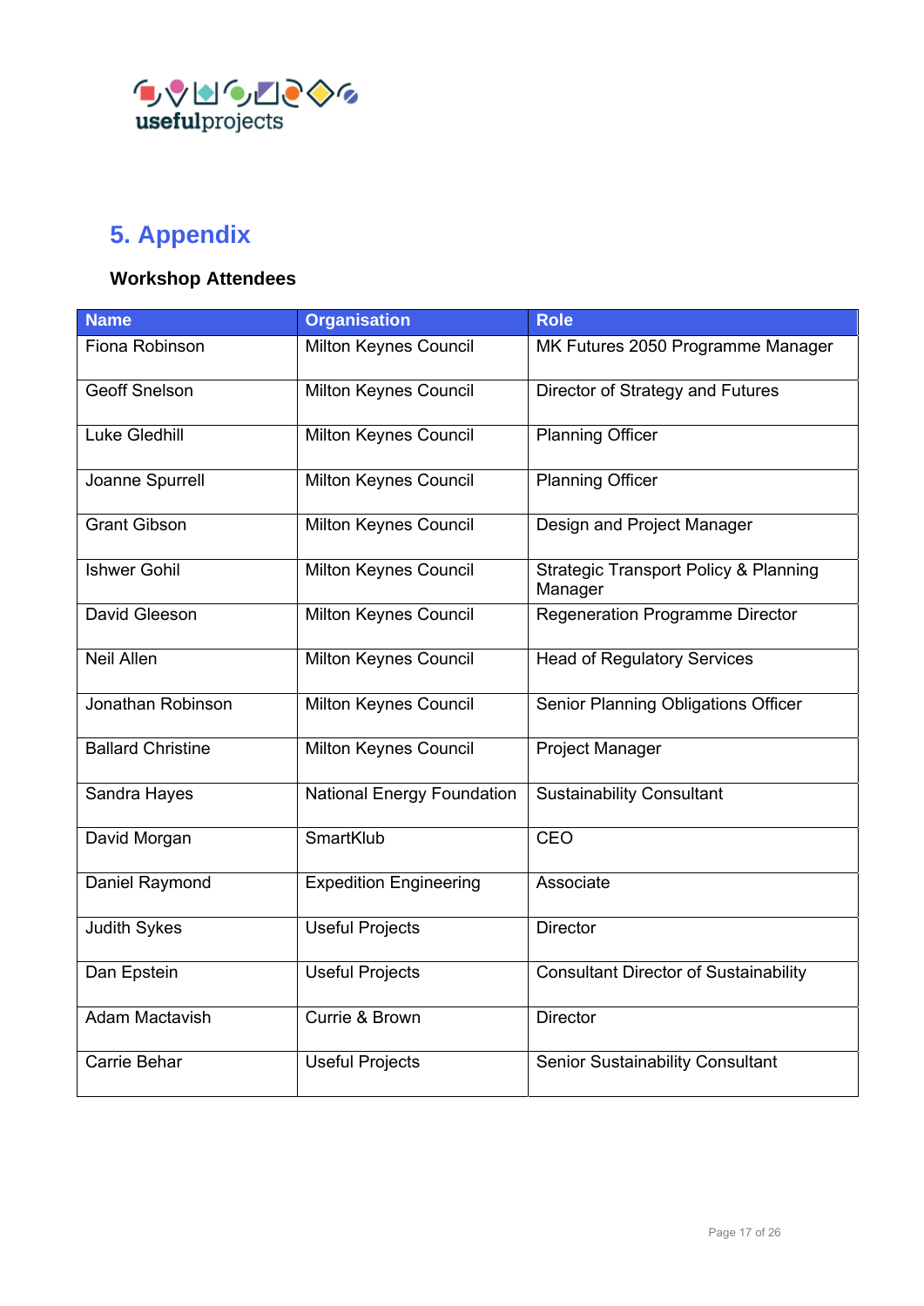## 5. Appendix

**Workshop Attendees**

| Name | Organisation | Role |
|---|---|---|
| Fiona Robinson | Milton Keynes Council | MK Futures 2050 Programme Manager |
| Geoff Snelson | Milton Keynes Council | Director of Strategy and Futures |
| Luke Gledhill | Milton Keynes Council | Planning Officer |
| Joanne Spurrell | Milton Keynes Council | Planning Officer |
| Grant Gibson | Milton Keynes Council | Design and Project Manager |
| Ishwer Gohil | Milton Keynes Council | Strategic Transport Policy & Planning Manager |
| David Gleeson | Milton Keynes Council | Regeneration Programme Director |
| Neil Allen | Milton Keynes Council | Head of Regulatory Services |
| Jonathan Robinson | Milton Keynes Council | Senior Planning Obligations Officer |
| Ballard Christine | Milton Keynes Council | Project Manager |
| Sandra Hayes | National Energy Foundation | Sustainability Consultant |
| David Morgan | SmartKlub | CEO |
| Daniel Raymond | Expedition Engineering | Associate |
| Judith Sykes | Useful Projects | Director |
| Dan Epstein | Useful Projects | Consultant Director of Sustainability |
| Adam Mactavish | Currie & Brown | Director |
| Carrie Behar | Useful Projects | Senior Sustainability Consultant |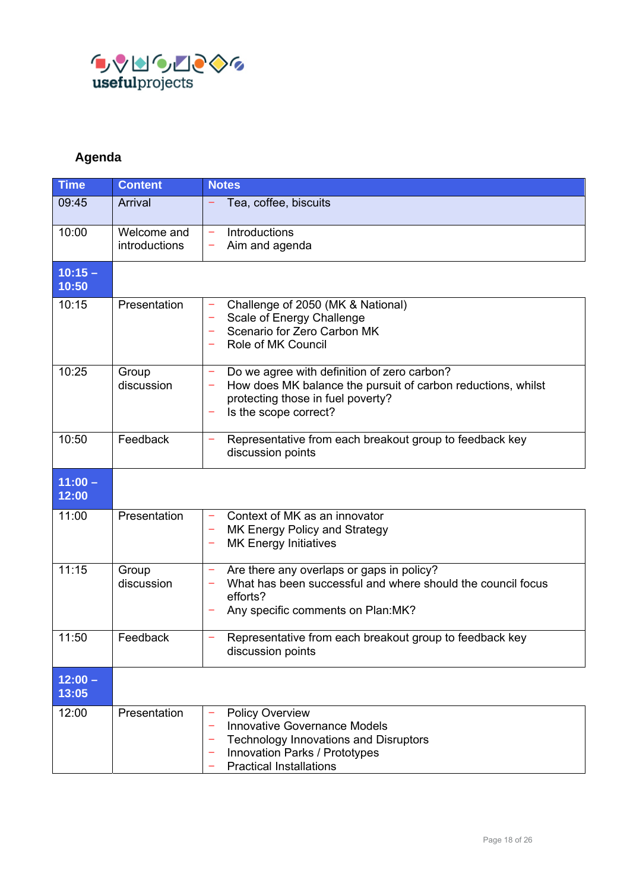usefulprojects

## Agenda

| Time | Content | Notes |
|---|---|---|
| 09:45 | Arrival | – Tea, coffee, biscuits |
| 10:00 | Welcome and introductions | – Introductions<br>– Aim and agenda |
| **10:15 – 10:50** | | |
| 10:15 | Presentation | – Challenge of 2050 (MK & National)<br>– Scale of Energy Challenge<br>– Scenario for Zero Carbon MK<br>– Role of MK Council |
| 10:25 | Group discussion | – Do we agree with definition of zero carbon?<br>– How does MK balance the pursuit of carbon reductions, whilst protecting those in fuel poverty?<br>– Is the scope correct? |
| 10:50 | Feedback | – Representative from each breakout group to feedback key discussion points |
| **11:00 – 12:00** | | |
| 11:00 | Presentation | – Context of MK as an innovator<br>– MK Energy Policy and Strategy<br>– MK Energy Initiatives |
| 11:15 | Group discussion | – Are there any overlaps or gaps in policy?<br>– What has been successful and where should the council focus efforts?<br>– Any specific comments on Plan:MK? |
| 11:50 | Feedback | – Representative from each breakout group to feedback key discussion points |
| **12:00 – 13:05** | | |
| 12:00 | Presentation | – Policy Overview<br>– Innovative Governance Models<br>– Technology Innovations and Disruptors<br>– Innovation Parks / Prototypes<br>– Practical Installations |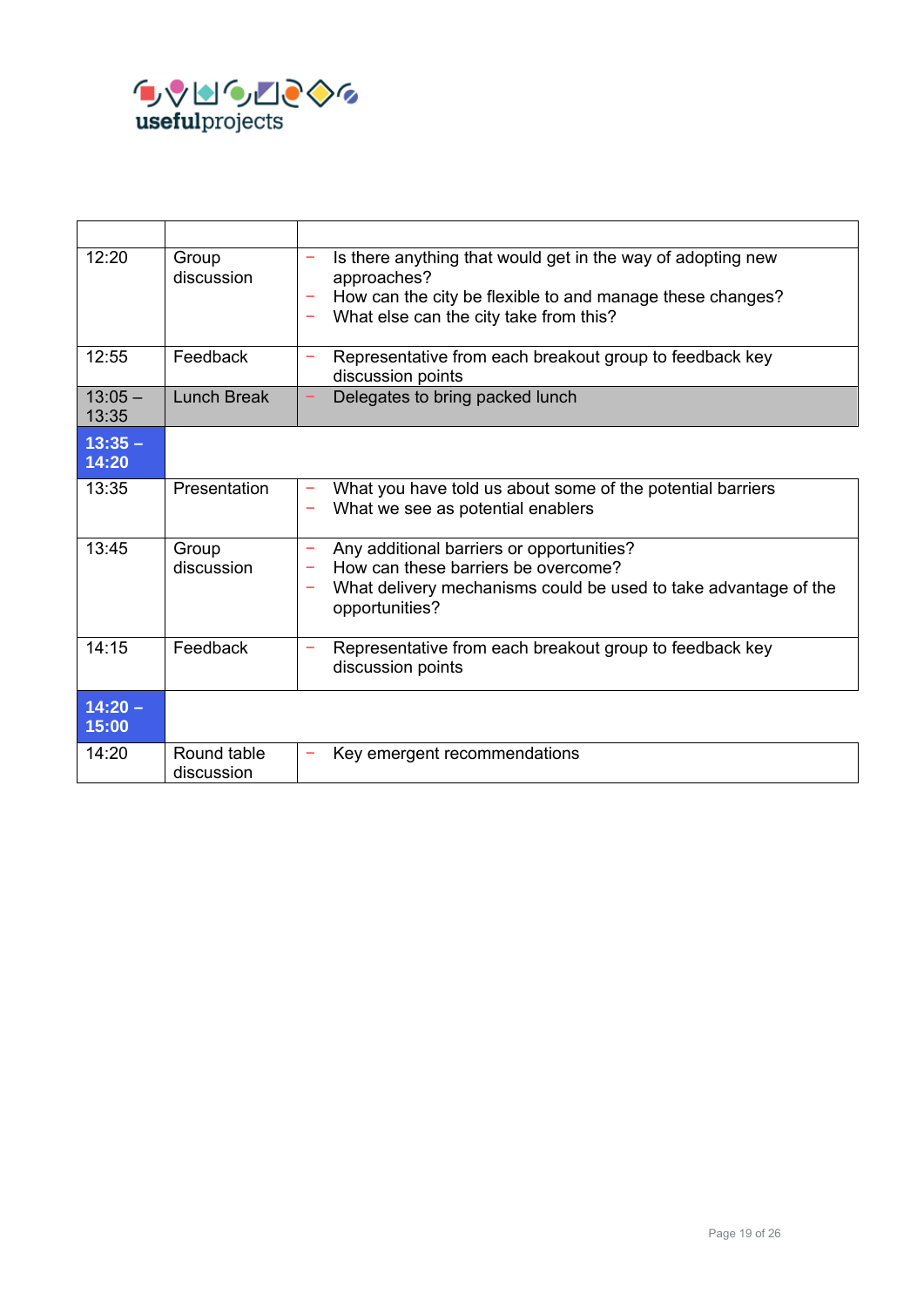| | | |
|---|---|---|
| 12:20 | Group discussion | − Is there anything that would get in the way of adopting new approaches?<br>− How can the city be flexible to and manage these changes?<br>− What else can the city take from this? |
| 12:55 | Feedback | − Representative from each breakout group to feedback key discussion points |
| 13:05 – 13:35 | Lunch Break | − Delegates to bring packed lunch |
| **13:35 – 14:20** | | |
| 13:35 | Presentation | − What you have told us about some of the potential barriers<br>− What we see as potential enablers |
| 13:45 | Group discussion | − Any additional barriers or opportunities?<br>− How can these barriers be overcome?<br>− What delivery mechanisms could be used to take advantage of the opportunities? |
| 14:15 | Feedback | − Representative from each breakout group to feedback key discussion points |
| **14:20 – 15:00** | | |
| 14:20 | Round table discussion | − Key emergent recommendations |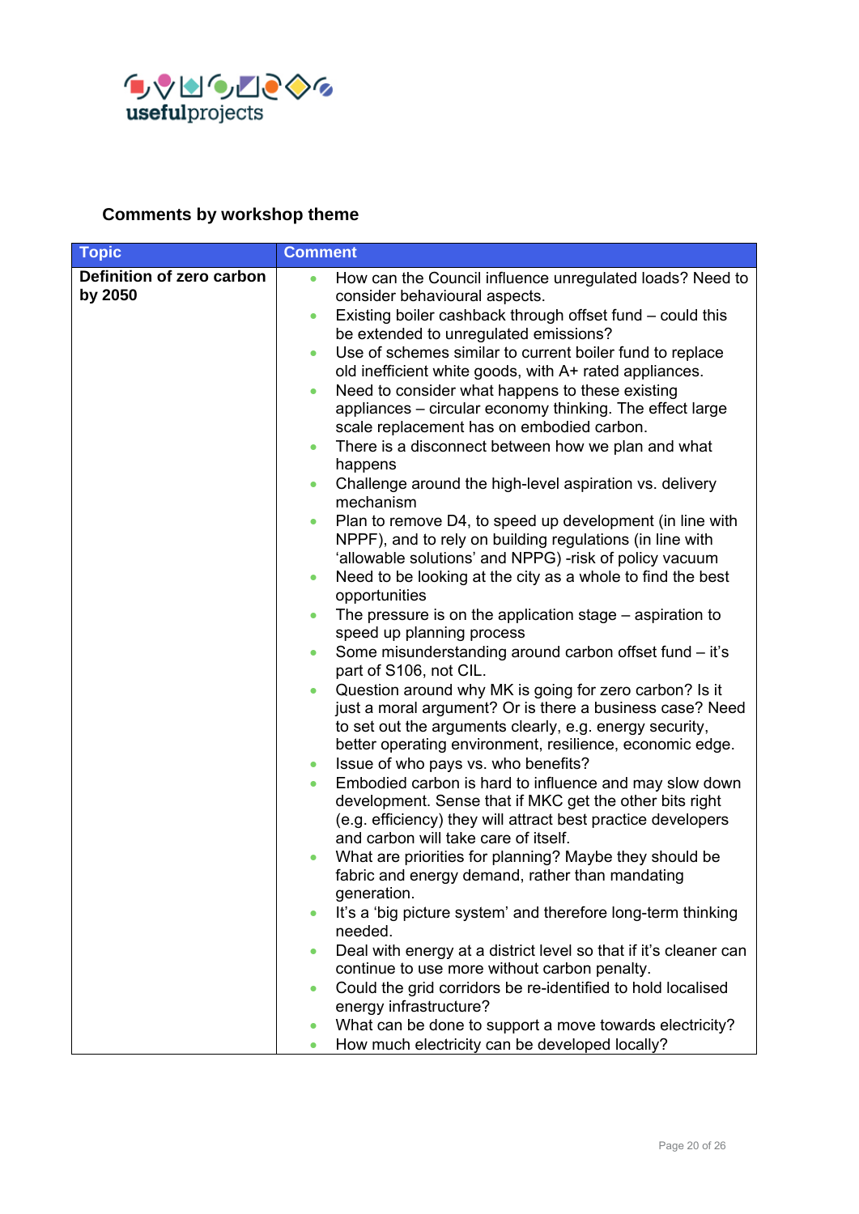## Comments by workshop theme

| Topic | Comment |
|---|---|
| **Definition of zero carbon by 2050** | • How can the Council influence unregulated loads? Need to consider behavioural aspects.<br>• Existing boiler cashback through offset fund – could this be extended to unregulated emissions?<br>• Use of schemes similar to current boiler fund to replace old inefficient white goods, with A+ rated appliances.<br>• Need to consider what happens to these existing appliances – circular economy thinking. The effect large scale replacement has on embodied carbon.<br>• There is a disconnect between how we plan and what happens<br>• Challenge around the high-level aspiration vs. delivery mechanism<br>• Plan to remove D4, to speed up development (in line with NPPF), and to rely on building regulations (in line with 'allowable solutions' and NPPG) -risk of policy vacuum<br>• Need to be looking at the city as a whole to find the best opportunities<br>• The pressure is on the application stage – aspiration to speed up planning process<br>• Some misunderstanding around carbon offset fund – it's part of S106, not CIL.<br>• Question around why MK is going for zero carbon? Is it just a moral argument? Or is there a business case? Need to set out the arguments clearly, e.g. energy security, better operating environment, resilience, economic edge.<br>• Issue of who pays vs. who benefits?<br>• Embodied carbon is hard to influence and may slow down development. Sense that if MKC get the other bits right (e.g. efficiency) they will attract best practice developers and carbon will take care of itself.<br>• What are priorities for planning? Maybe they should be fabric and energy demand, rather than mandating generation.<br>• It's a 'big picture system' and therefore long-term thinking needed.<br>• Deal with energy at a district level so that if it's cleaner can continue to use more without carbon penalty.<br>• Could the grid corridors be re-identified to hold localised energy infrastructure?<br>• What can be done to support a move towards electricity?<br>• How much electricity can be developed locally? |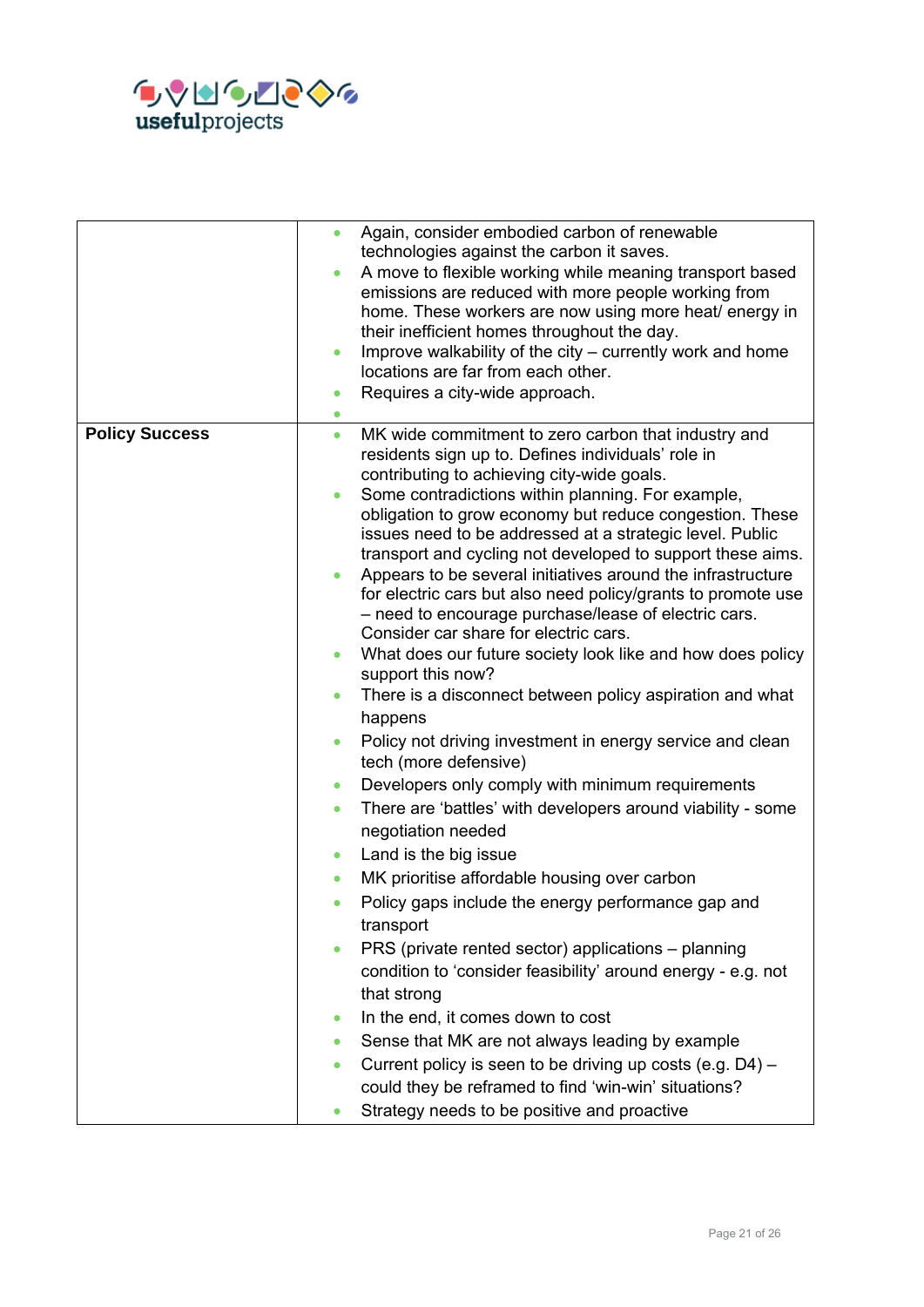| | |
|---|---|
| | <ul><li>Again, consider embodied carbon of renewable technologies against the carbon it saves.</li><li>A move to flexible working while meaning transport based emissions are reduced with more people working from home. These workers are now using more heat/ energy in their inefficient homes throughout the day.</li><li>Improve walkability of the city – currently work and home locations are far from each other.</li><li>Requires a city-wide approach.</li><li></li></ul> |
| **Policy Success** | <ul><li>MK wide commitment to zero carbon that industry and residents sign up to. Defines individuals' role in contributing to achieving city-wide goals.</li><li>Some contradictions within planning. For example, obligation to grow economy but reduce congestion. These issues need to be addressed at a strategic level. Public transport and cycling not developed to support these aims.</li><li>Appears to be several initiatives around the infrastructure for electric cars but also need policy/grants to promote use – need to encourage purchase/lease of electric cars. Consider car share for electric cars.</li><li>What does our future society look like and how does policy support this now?</li><li>There is a disconnect between policy aspiration and what happens</li><li>Policy not driving investment in energy service and clean tech (more defensive)</li><li>Developers only comply with minimum requirements</li><li>There are 'battles' with developers around viability - some negotiation needed</li><li>Land is the big issue</li><li>MK prioritise affordable housing over carbon</li><li>Policy gaps include the energy performance gap and transport</li><li>PRS (private rented sector) applications – planning condition to 'consider feasibility' around energy - e.g. not that strong</li><li>In the end, it comes down to cost</li><li>Sense that MK are not always leading by example</li><li>Current policy is seen to be driving up costs (e.g. D4) – could they be reframed to find 'win-win' situations?</li><li>Strategy needs to be positive and proactive</li></ul> |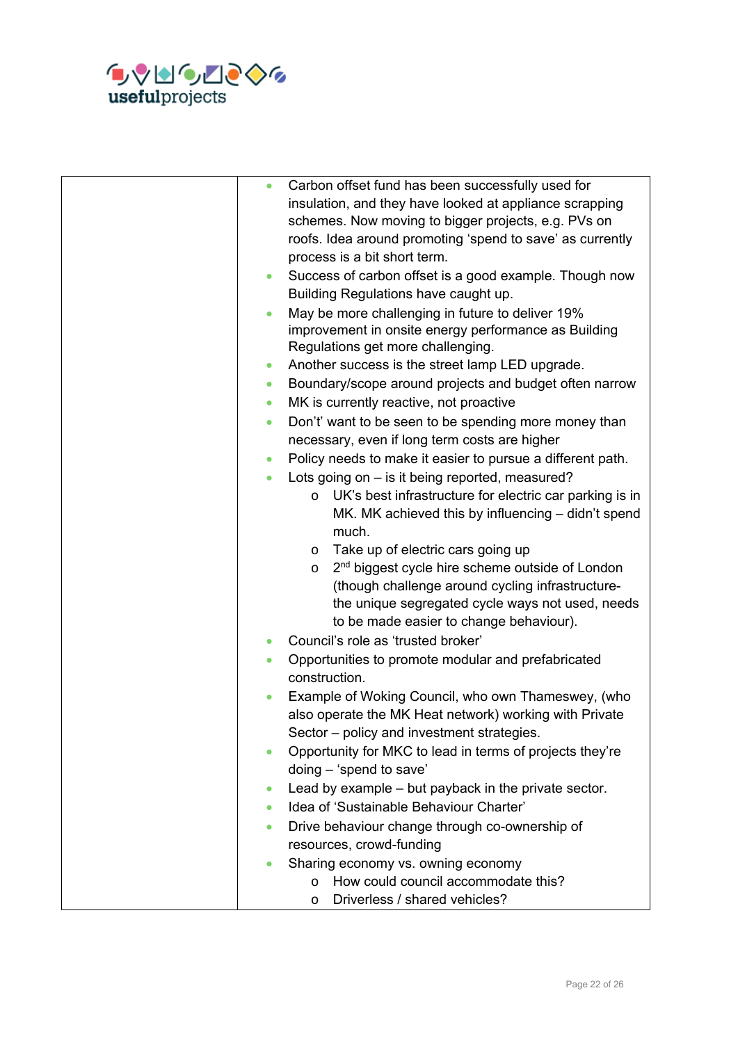| | |
|---|---|
| | - Carbon offset fund has been successfully used for insulation, and they have looked at appliance scrapping schemes. Now moving to bigger projects, e.g. PVs on roofs. Idea around promoting 'spend to save' as currently process is a bit short term.<br>- Success of carbon offset is a good example. Though now Building Regulations have caught up.<br>- May be more challenging in future to deliver 19% improvement in onsite energy performance as Building Regulations get more challenging.<br>- Another success is the street lamp LED upgrade.<br>- Boundary/scope around projects and budget often narrow<br>- MK is currently reactive, not proactive<br>- Don't' want to be seen to be spending more money than necessary, even if long term costs are higher<br>- Policy needs to make it easier to pursue a different path.<br>- Lots going on – is it being reported, measured?<br>&nbsp;&nbsp;&nbsp;&nbsp;o UK's best infrastructure for electric car parking is in MK. MK achieved this by influencing – didn't spend much.<br>&nbsp;&nbsp;&nbsp;&nbsp;o Take up of electric cars going up<br>&nbsp;&nbsp;&nbsp;&nbsp;o 2nd biggest cycle hire scheme outside of London (though challenge around cycling infrastructure- the unique segregated cycle ways not used, needs to be made easier to change behaviour).<br>- Council's role as 'trusted broker'<br>- Opportunities to promote modular and prefabricated construction.<br>- Example of Woking Council, who own Thameswey, (who also operate the MK Heat network) working with Private Sector – policy and investment strategies.<br>- Opportunity for MKC to lead in terms of projects they're doing – 'spend to save'<br>- Lead by example – but payback in the private sector.<br>- Idea of 'Sustainable Behaviour Charter'<br>- Drive behaviour change through co-ownership of resources, crowd-funding<br>- Sharing economy vs. owning economy<br>&nbsp;&nbsp;&nbsp;&nbsp;o How could council accommodate this?<br>&nbsp;&nbsp;&nbsp;&nbsp;o Driverless / shared vehicles? |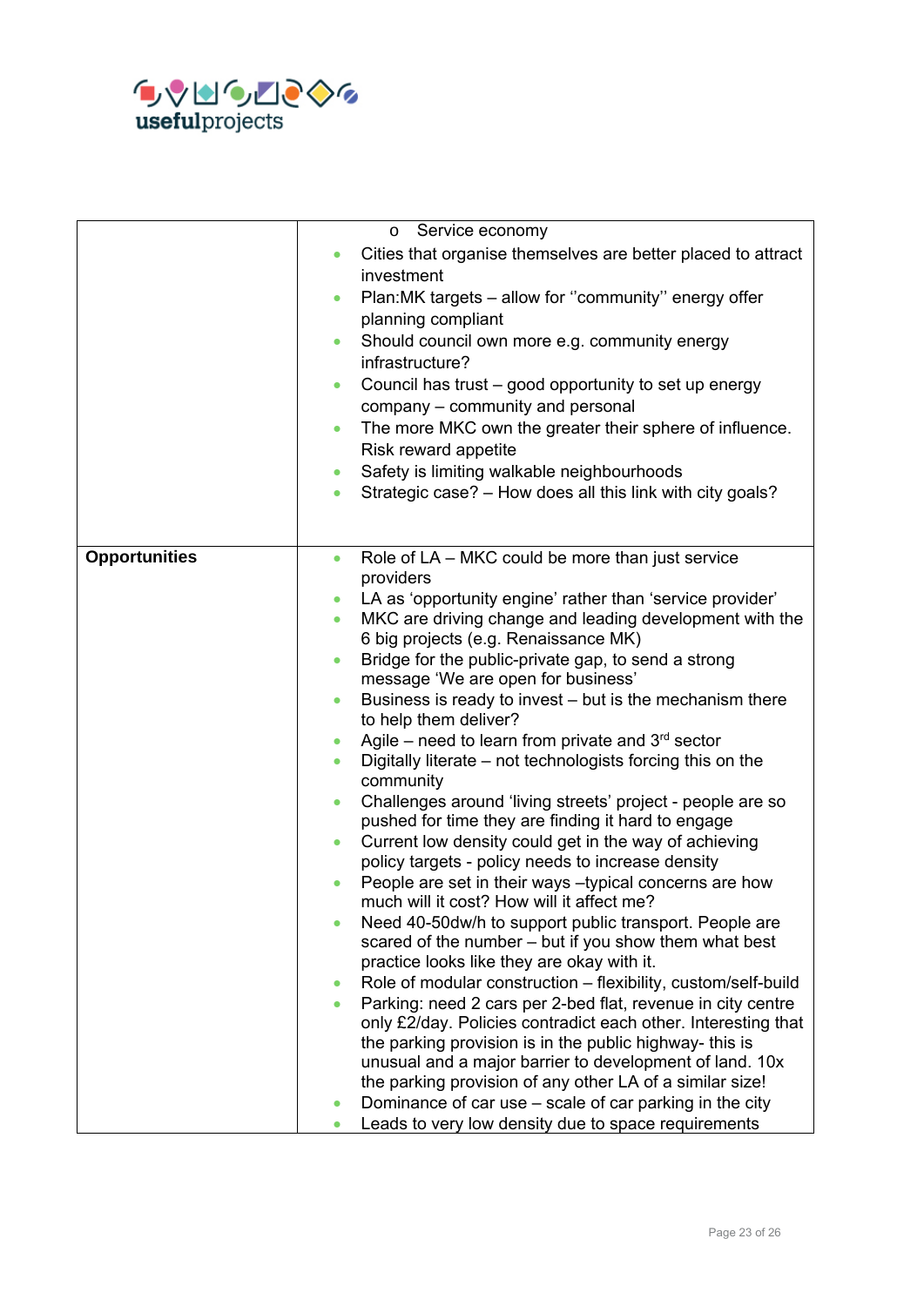| | |
|---|---|
| | o Service economy<br>• Cities that organise themselves are better placed to attract investment<br>• Plan:MK targets – allow for ''community'' energy offer planning compliant<br>• Should council own more e.g. community energy infrastructure?<br>• Council has trust – good opportunity to set up energy company – community and personal<br>• The more MKC own the greater their sphere of influence. Risk reward appetite<br>• Safety is limiting walkable neighbourhoods<br>• Strategic case? – How does all this link with city goals? |
| **Opportunities** | • Role of LA – MKC could be more than just service providers<br>• LA as 'opportunity engine' rather than 'service provider'<br>• MKC are driving change and leading development with the 6 big projects (e.g. Renaissance MK)<br>• Bridge for the public-private gap, to send a strong message 'We are open for business'<br>• Business is ready to invest – but is the mechanism there to help them deliver?<br>• Agile – need to learn from private and 3rd sector<br>• Digitally literate – not technologists forcing this on the community<br>• Challenges around 'living streets' project - people are so pushed for time they are finding it hard to engage<br>• Current low density could get in the way of achieving policy targets - policy needs to increase density<br>• People are set in their ways –typical concerns are how much will it cost? How will it affect me?<br>• Need 40-50dw/h to support public transport. People are scared of the number – but if you show them what best practice looks like they are okay with it.<br>• Role of modular construction – flexibility, custom/self-build<br>• Parking: need 2 cars per 2-bed flat, revenue in city centre only £2/day. Policies contradict each other. Interesting that the parking provision is in the public highway- this is unusual and a major barrier to development of land. 10x the parking provision of any other LA of a similar size!<br>• Dominance of car use – scale of car parking in the city<br>• Leads to very low density due to space requirements |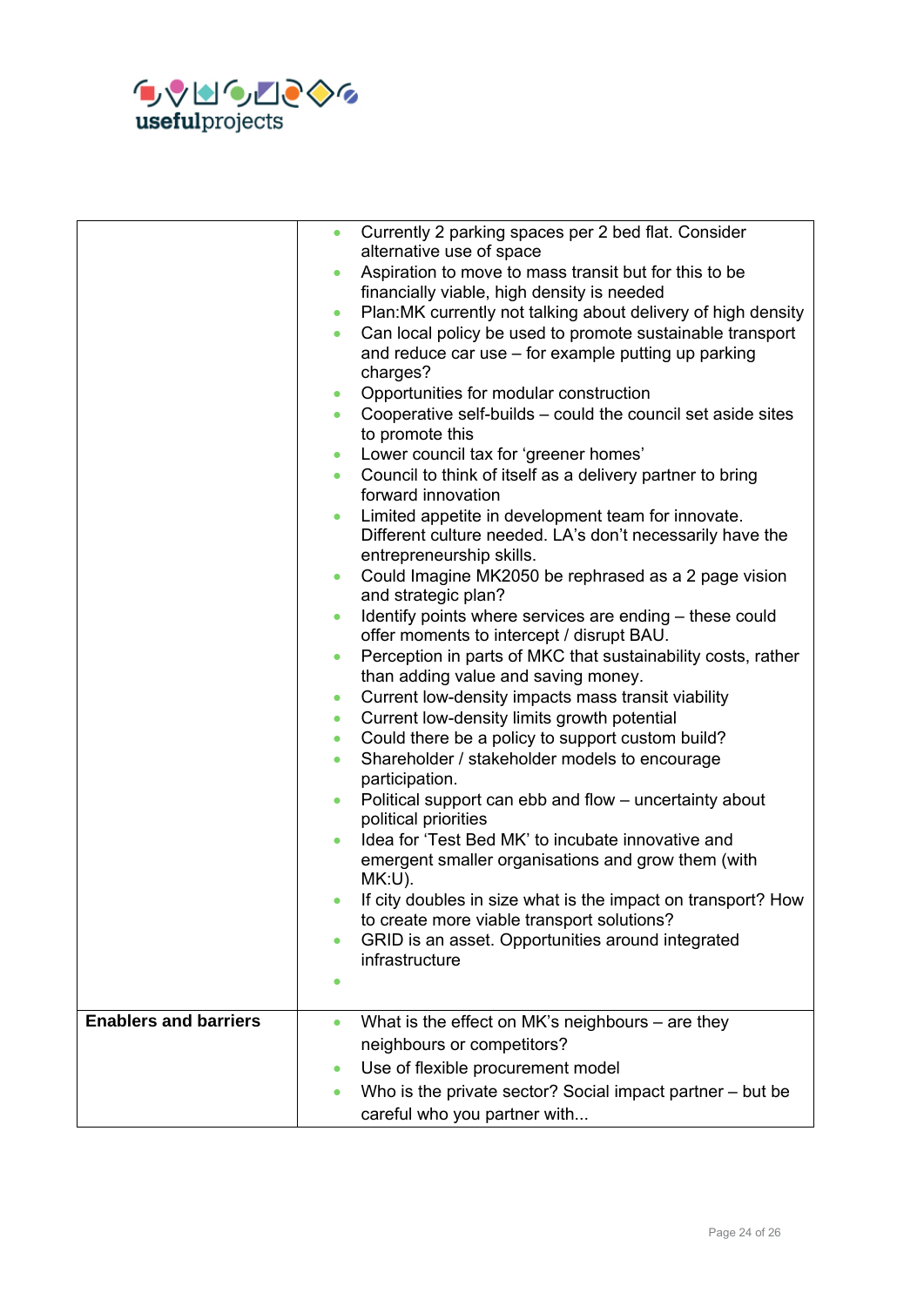| | |
|---|---|
| | • Currently 2 parking spaces per 2 bed flat. Consider alternative use of space<br>• Aspiration to move to mass transit but for this to be financially viable, high density is needed<br>• Plan:MK currently not talking about delivery of high density<br>• Can local policy be used to promote sustainable transport and reduce car use – for example putting up parking charges?<br>• Opportunities for modular construction<br>• Cooperative self-builds – could the council set aside sites to promote this<br>• Lower council tax for 'greener homes'<br>• Council to think of itself as a delivery partner to bring forward innovation<br>• Limited appetite in development team for innovate. Different culture needed. LA's don't necessarily have the entrepreneurship skills.<br>• Could Imagine MK2050 be rephrased as a 2 page vision and strategic plan?<br>• Identify points where services are ending – these could offer moments to intercept / disrupt BAU.<br>• Perception in parts of MKC that sustainability costs, rather than adding value and saving money.<br>• Current low-density impacts mass transit viability<br>• Current low-density limits growth potential<br>• Could there be a policy to support custom build?<br>• Shareholder / stakeholder models to encourage participation.<br>• Political support can ebb and flow – uncertainty about political priorities<br>• Idea for 'Test Bed MK' to incubate innovative and emergent smaller organisations and grow them (with MK:U).<br>• If city doubles in size what is the impact on transport? How to create more viable transport solutions?<br>• GRID is an asset. Opportunities around integrated infrastructure<br>• |
| **Enablers and barriers** | • What is the effect on MK's neighbours – are they neighbours or competitors?<br>• Use of flexible procurement model<br>• Who is the private sector? Social impact partner – but be careful who you partner with... |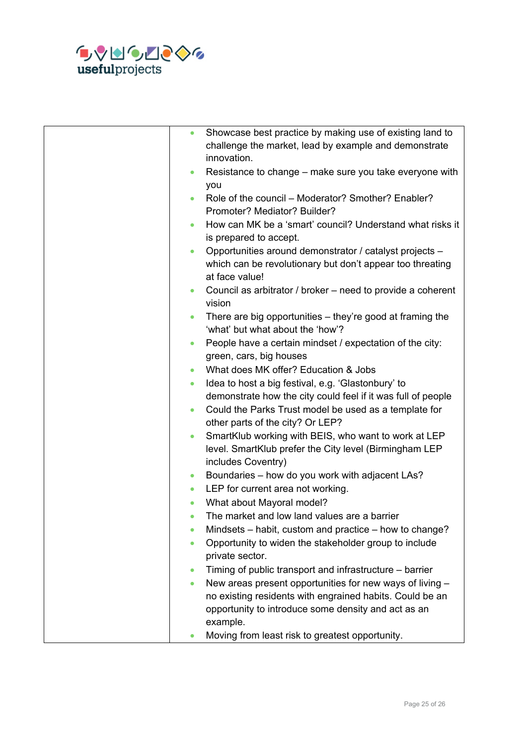| | |
|---|---|
| | • Showcase best practice by making use of existing land to challenge the market, lead by example and demonstrate innovation.<br>• Resistance to change – make sure you take everyone with you<br>• Role of the council – Moderator? Smother? Enabler? Promoter? Mediator? Builder?<br>• How can MK be a 'smart' council? Understand what risks it is prepared to accept.<br>• Opportunities around demonstrator / catalyst projects – which can be revolutionary but don't appear too threating at face value!<br>• Council as arbitrator / broker – need to provide a coherent vision<br>• There are big opportunities – they're good at framing the 'what' but what about the 'how'?<br>• People have a certain mindset / expectation of the city: green, cars, big houses<br>• What does MK offer? Education & Jobs<br>• Idea to host a big festival, e.g. 'Glastonbury' to demonstrate how the city could feel if it was full of people<br>• Could the Parks Trust model be used as a template for other parts of the city? Or LEP?<br>• SmartKlub working with BEIS, who want to work at LEP level. SmartKlub prefer the City level (Birmingham LEP includes Coventry)<br>• Boundaries – how do you work with adjacent LAs?<br>• LEP for current area not working.<br>• What about Mayoral model?<br>• The market and low land values are a barrier<br>• Mindsets – habit, custom and practice – how to change?<br>• Opportunity to widen the stakeholder group to include private sector.<br>• Timing of public transport and infrastructure – barrier<br>• New areas present opportunities for new ways of living – no existing residents with engrained habits. Could be an opportunity to introduce some density and act as an example.<br>• Moving from least risk to greatest opportunity. |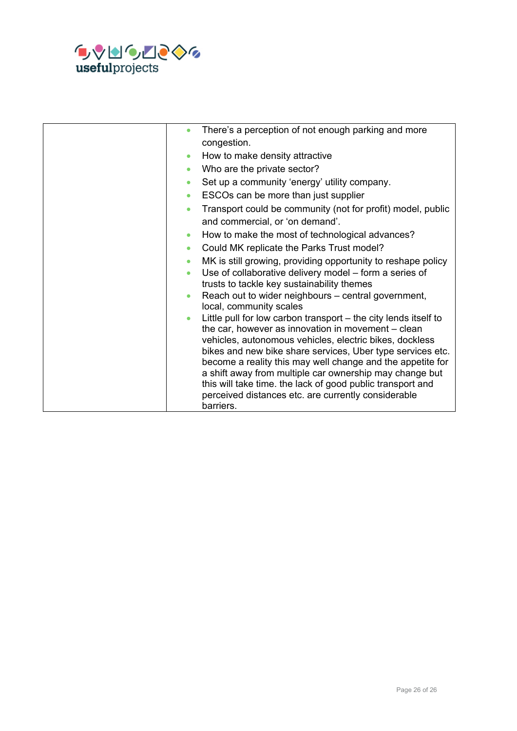| | |
|---|---|
| | • There's a perception of not enough parking and more congestion.<br>• How to make density attractive<br>• Who are the private sector?<br>• Set up a community 'energy' utility company.<br>• ESCOs can be more than just supplier<br>• Transport could be community (not for profit) model, public and commercial, or 'on demand'.<br>• How to make the most of technological advances?<br>• Could MK replicate the Parks Trust model?<br>• MK is still growing, providing opportunity to reshape policy<br>• Use of collaborative delivery model – form a series of trusts to tackle key sustainability themes<br>• Reach out to wider neighbours – central government, local, community scales<br>• Little pull for low carbon transport – the city lends itself to the car, however as innovation in movement – clean vehicles, autonomous vehicles, electric bikes, dockless bikes and new bike share services, Uber type services etc. become a reality this may well change and the appetite for a shift away from multiple car ownership may change but this will take time. the lack of good public transport and perceived distances etc. are currently considerable barriers. |